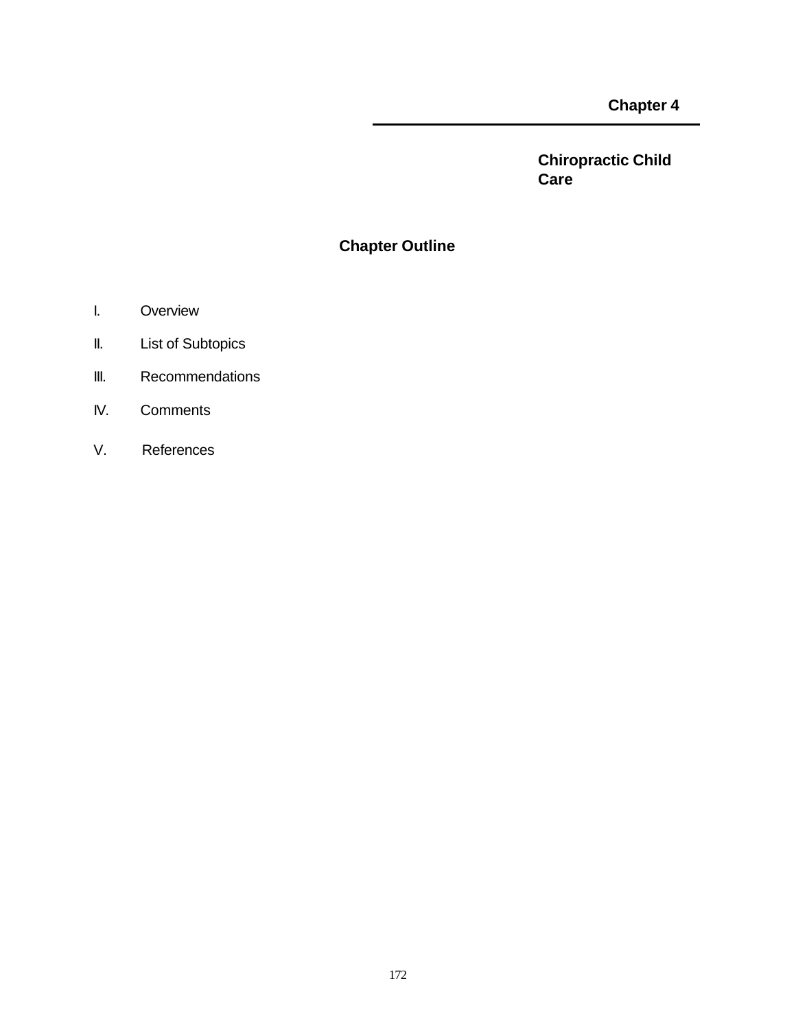# Chapter 4

## Chiropractic Child Care

### Chapter Outline

I. Overview

II. List of Subtopics

III. Recommendations

IV. Comments

V. References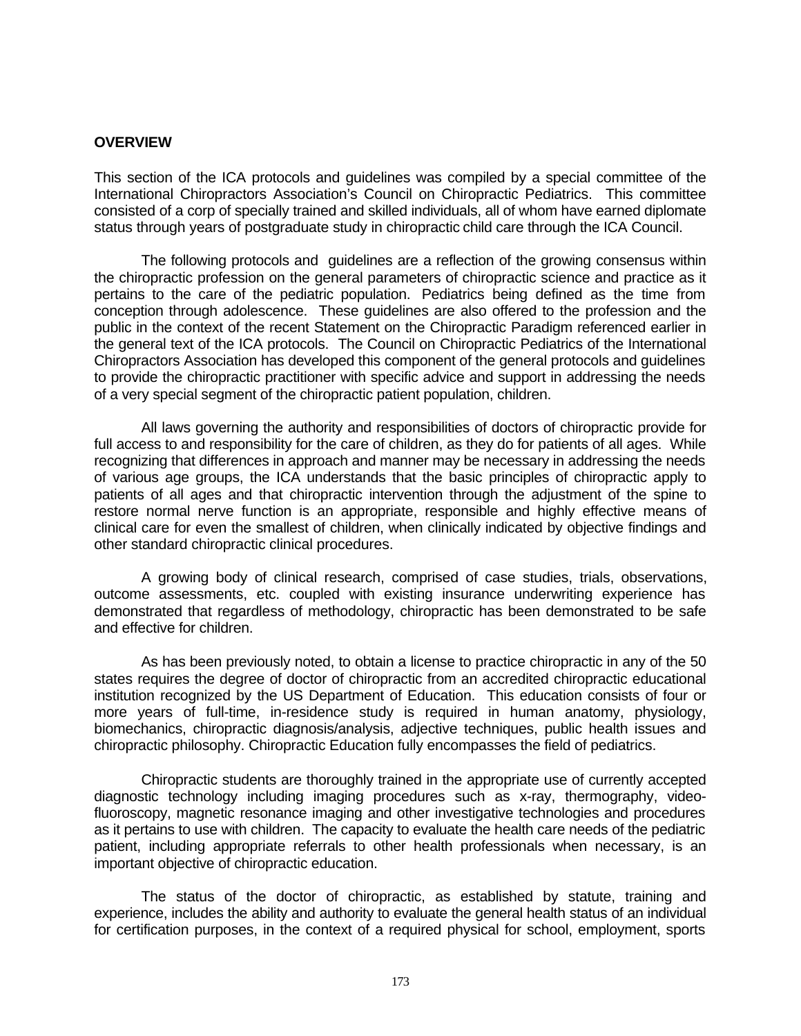**OVERVIEW**

This section of the ICA protocols and guidelines was compiled by a special committee of the International Chiropractors Association's Council on Chiropractic Pediatrics. This committee consisted of a corp of specially trained and skilled individuals, all of whom have earned diplomate status through years of postgraduate study in chiropractic child care through the ICA Council.

The following protocols and guidelines are a reflection of the growing consensus within the chiropractic profession on the general parameters of chiropractic science and practice as it pertains to the care of the pediatric population. Pediatrics being defined as the time from conception through adolescence. These guidelines are also offered to the profession and the public in the context of the recent Statement on the Chiropractic Paradigm referenced earlier in the general text of the ICA protocols. The Council on Chiropractic Pediatrics of the International Chiropractors Association has developed this component of the general protocols and guidelines to provide the chiropractic practitioner with specific advice and support in addressing the needs of a very special segment of the chiropractic patient population, children.

All laws governing the authority and responsibilities of doctors of chiropractic provide for full access to and responsibility for the care of children, as they do for patients of all ages. While recognizing that differences in approach and manner may be necessary in addressing the needs of various age groups, the ICA understands that the basic principles of chiropractic apply to patients of all ages and that chiropractic intervention through the adjustment of the spine to restore normal nerve function is an appropriate, responsible and highly effective means of clinical care for even the smallest of children, when clinically indicated by objective findings and other standard chiropractic clinical procedures.

A growing body of clinical research, comprised of case studies, trials, observations, outcome assessments, etc. coupled with existing insurance underwriting experience has demonstrated that regardless of methodology, chiropractic has been demonstrated to be safe and effective for children.

As has been previously noted, to obtain a license to practice chiropractic in any of the 50 states requires the degree of doctor of chiropractic from an accredited chiropractic educational institution recognized by the US Department of Education. This education consists of four or more years of full-time, in-residence study is required in human anatomy, physiology, biomechanics, chiropractic diagnosis/analysis, adjective techniques, public health issues and chiropractic philosophy. Chiropractic Education fully encompasses the field of pediatrics.

Chiropractic students are thoroughly trained in the appropriate use of currently accepted diagnostic technology including imaging procedures such as x-ray, thermography, video-fluoroscopy, magnetic resonance imaging and other investigative technologies and procedures as it pertains to use with children. The capacity to evaluate the health care needs of the pediatric patient, including appropriate referrals to other health professionals when necessary, is an important objective of chiropractic education.

The status of the doctor of chiropractic, as established by statute, training and experience, includes the ability and authority to evaluate the general health status of an individual for certification purposes, in the context of a required physical for school, employment, sports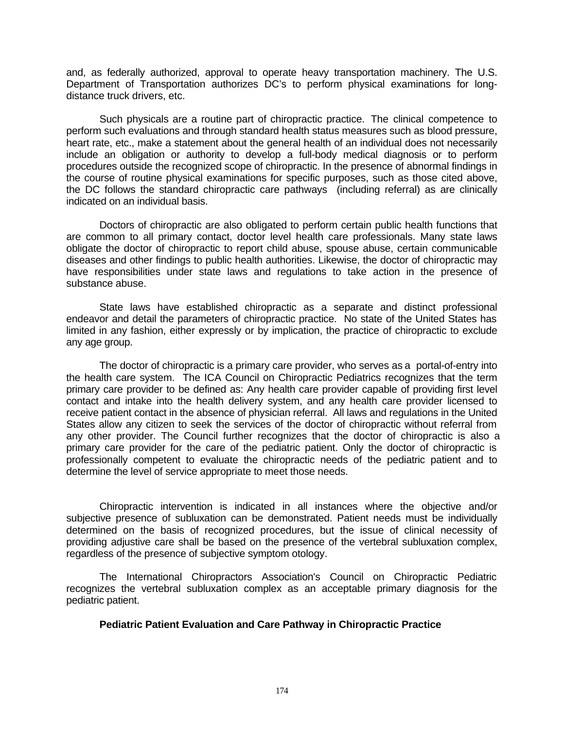and, as federally authorized, approval to operate heavy transportation machinery. The U.S. Department of Transportation authorizes DC's to perform physical examinations for long-distance truck drivers, etc.

Such physicals are a routine part of chiropractic practice. The clinical competence to perform such evaluations and through standard health status measures such as blood pressure, heart rate, etc., make a statement about the general health of an individual does not necessarily include an obligation or authority to develop a full-body medical diagnosis or to perform procedures outside the recognized scope of chiropractic. In the presence of abnormal findings in the course of routine physical examinations for specific purposes, such as those cited above, the DC follows the standard chiropractic care pathways (including referral) as are clinically indicated on an individual basis.

Doctors of chiropractic are also obligated to perform certain public health functions that are common to all primary contact, doctor level health care professionals. Many state laws obligate the doctor of chiropractic to report child abuse, spouse abuse, certain communicable diseases and other findings to public health authorities. Likewise, the doctor of chiropractic may have responsibilities under state laws and regulations to take action in the presence of substance abuse.

State laws have established chiropractic as a separate and distinct professional endeavor and detail the parameters of chiropractic practice. No state of the United States has limited in any fashion, either expressly or by implication, the practice of chiropractic to exclude any age group.

The doctor of chiropractic is a primary care provider, who serves as a portal-of-entry into the health care system. The ICA Council on Chiropractic Pediatrics recognizes that the term primary care provider to be defined as: Any health care provider capable of providing first level contact and intake into the health delivery system, and any health care provider licensed to receive patient contact in the absence of physician referral. All laws and regulations in the United States allow any citizen to seek the services of the doctor of chiropractic without referral from any other provider. The Council further recognizes that the doctor of chiropractic is also a primary care provider for the care of the pediatric patient. Only the doctor of chiropractic is professionally competent to evaluate the chiropractic needs of the pediatric patient and to determine the level of service appropriate to meet those needs.

Chiropractic intervention is indicated in all instances where the objective and/or subjective presence of subluxation can be demonstrated. Patient needs must be individually determined on the basis of recognized procedures, but the issue of clinical necessity of providing adjustive care shall be based on the presence of the vertebral subluxation complex, regardless of the presence of subjective symptom otology.

The International Chiropractors Association's Council on Chiropractic Pediatric recognizes the vertebral subluxation complex as an acceptable primary diagnosis for the pediatric patient.

**Pediatric Patient Evaluation and Care Pathway in Chiropractic Practice**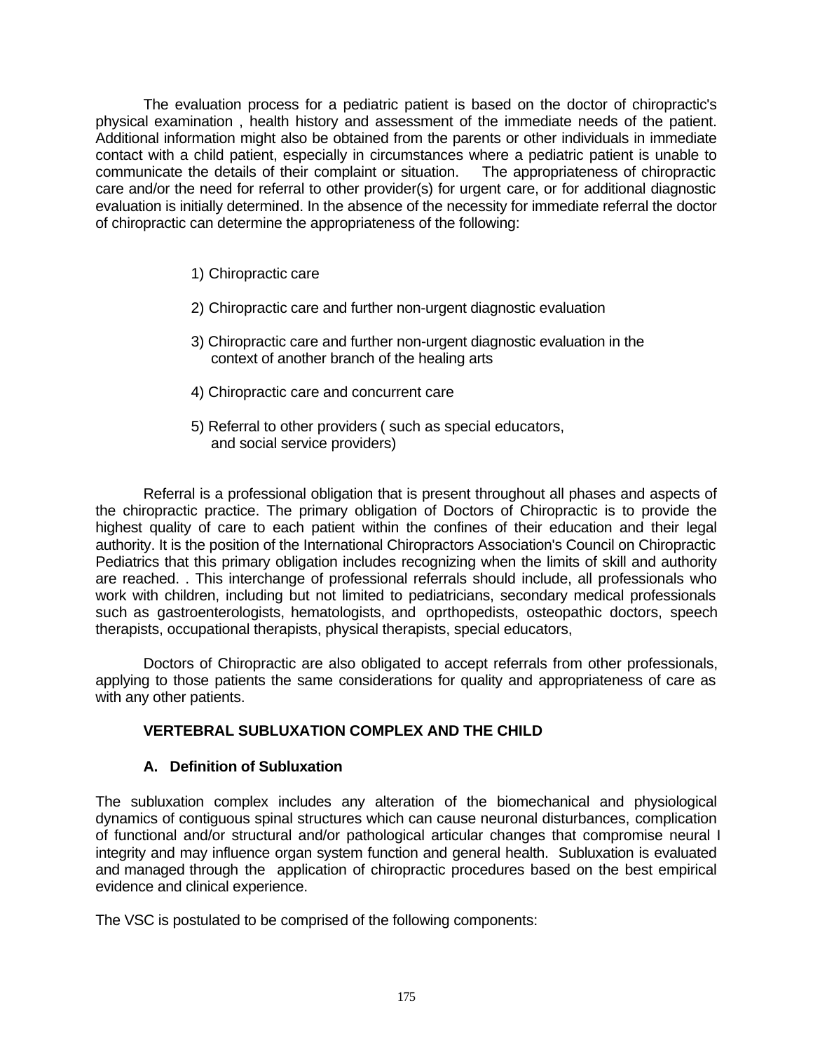The evaluation process for a pediatric patient is based on the doctor of chiropractic's physical examination , health history and assessment of the immediate needs of the patient. Additional information might also be obtained from the parents or other individuals in immediate contact with a child patient, especially in circumstances where a pediatric patient is unable to communicate the details of their complaint or situation. The appropriateness of chiropractic care and/or the need for referral to other provider(s) for urgent care, or for additional diagnostic evaluation is initially determined. In the absence of the necessity for immediate referral the doctor of chiropractic can determine the appropriateness of the following:

1) Chiropractic care

2) Chiropractic care and further non-urgent diagnostic evaluation

3) Chiropractic care and further non-urgent diagnostic evaluation in the context of another branch of the healing arts

4) Chiropractic care and concurrent care

5) Referral to other providers ( such as special educators, and social service providers)

Referral is a professional obligation that is present throughout all phases and aspects of the chiropractic practice. The primary obligation of Doctors of Chiropractic is to provide the highest quality of care to each patient within the confines of their education and their legal authority. It is the position of the International Chiropractors Association's Council on Chiropractic Pediatrics that this primary obligation includes recognizing when the limits of skill and authority are reached. . This interchange of professional referrals should include, all professionals who work with children, including but not limited to pediatricians, secondary medical professionals such as gastroenterologists, hematologists, and oprthopedists, osteopathic doctors, speech therapists, occupational therapists, physical therapists, special educators,

Doctors of Chiropractic are also obligated to accept referrals from other professionals, applying to those patients the same considerations for quality and appropriateness of care as with any other patients.

## VERTEBRAL SUBLUXATION COMPLEX AND THE CHILD

### A. Definition of Subluxation

The subluxation complex includes any alteration of the biomechanical and physiological dynamics of contiguous spinal structures which can cause neuronal disturbances, complication of functional and/or structural and/or pathological articular changes that compromise neural I integrity and may influence organ system function and general health. Subluxation is evaluated and managed through the application of chiropractic procedures based on the best empirical evidence and clinical experience.

The VSC is postulated to be comprised of the following components: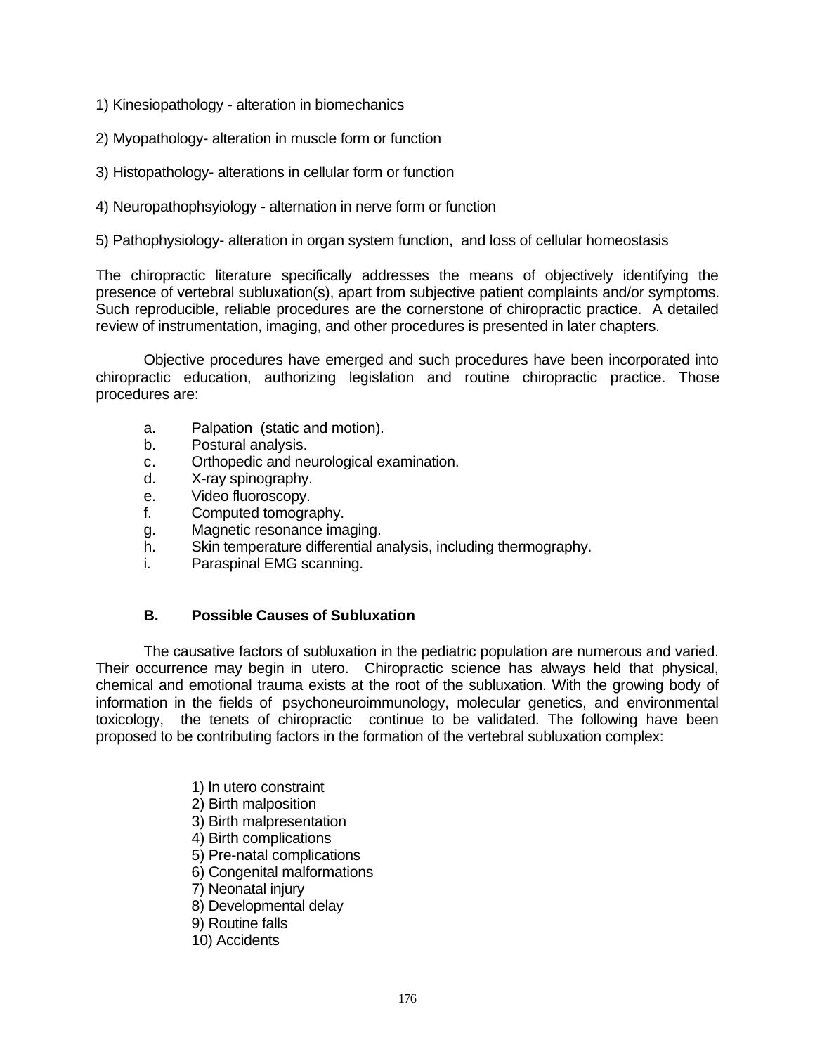1) Kinesiopathology - alteration in biomechanics

2) Myopathology- alteration in muscle form or function

3) Histopathology- alterations in cellular form or function

4) Neuropathophsyiology - alternation in nerve form or function

5) Pathophysiology- alteration in organ system function, and loss of cellular homeostasis

The chiropractic literature specifically addresses the means of objectively identifying the presence of vertebral subluxation(s), apart from subjective patient complaints and/or symptoms. Such reproducible, reliable procedures are the cornerstone of chiropractic practice. A detailed review of instrumentation, imaging, and other procedures is presented in later chapters.

Objective procedures have emerged and such procedures have been incorporated into chiropractic education, authorizing legislation and routine chiropractic practice. Those procedures are:

a. Palpation (static and motion).
b. Postural analysis.
c. Orthopedic and neurological examination.
d. X-ray spinography.
e. Video fluoroscopy.
f. Computed tomography.
g. Magnetic resonance imaging.
h. Skin temperature differential analysis, including thermography.
i. Paraspinal EMG scanning.

### B. Possible Causes of Subluxation

The causative factors of subluxation in the pediatric population are numerous and varied. Their occurrence may begin in utero. Chiropractic science has always held that physical, chemical and emotional trauma exists at the root of the subluxation. With the growing body of information in the fields of psychoneuroimmunology, molecular genetics, and environmental toxicology, the tenets of chiropractic continue to be validated. The following have been proposed to be contributing factors in the formation of the vertebral subluxation complex:

1) In utero constraint
2) Birth malposition
3) Birth malpresentation
4) Birth complications
5) Pre-natal complications
6) Congenital malformations
7) Neonatal injury
8) Developmental delay
9) Routine falls
10) Accidents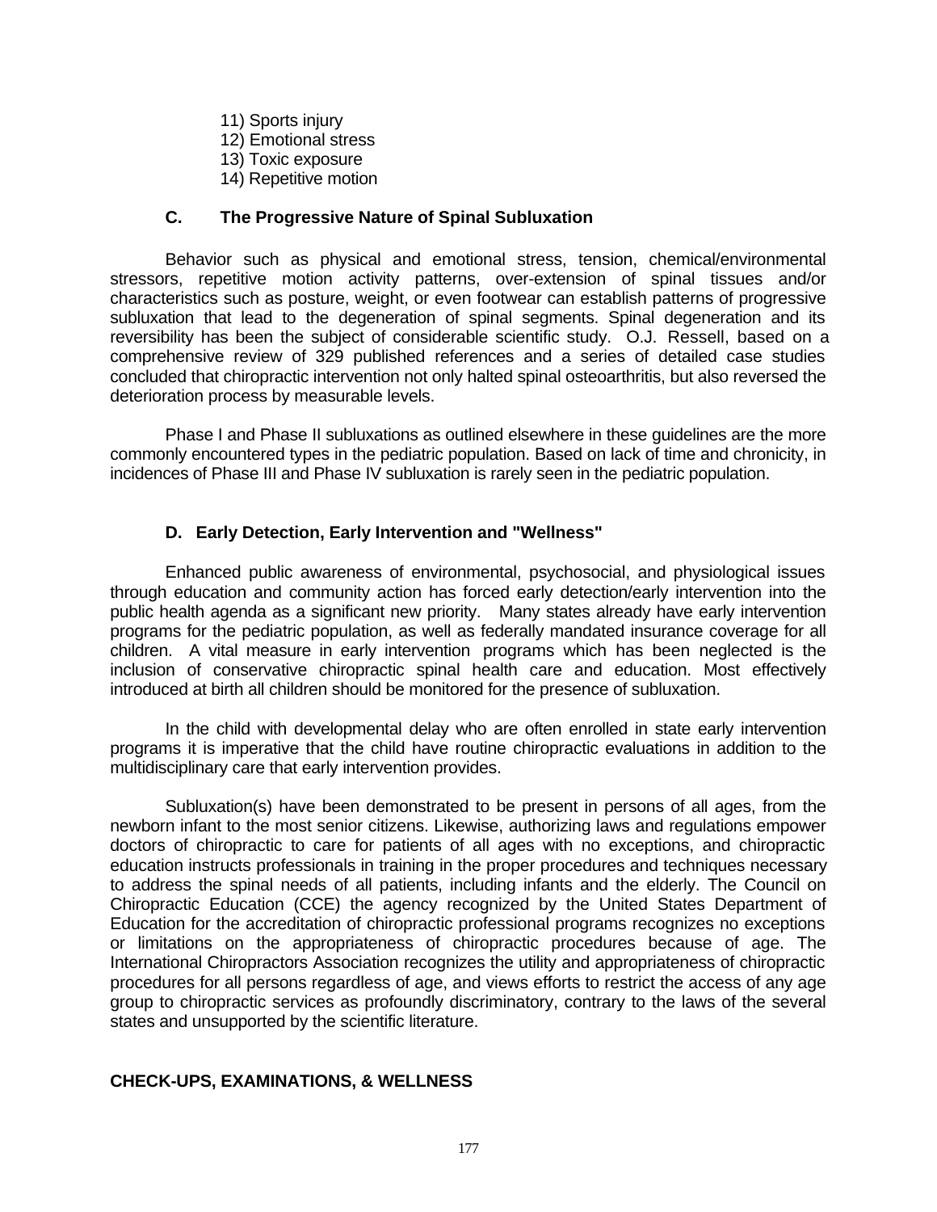11) Sports injury
12) Emotional stress
13) Toxic exposure
14) Repetitive motion

### C. The Progressive Nature of Spinal Subluxation

Behavior such as physical and emotional stress, tension, chemical/environmental stressors, repetitive motion activity patterns, over-extension of spinal tissues and/or characteristics such as posture, weight, or even footwear can establish patterns of progressive subluxation that lead to the degeneration of spinal segments. Spinal degeneration and its reversibility has been the subject of considerable scientific study. O.J. Ressell, based on a comprehensive review of 329 published references and a series of detailed case studies concluded that chiropractic intervention not only halted spinal osteoarthritis, but also reversed the deterioration process by measurable levels.

Phase I and Phase II subluxations as outlined elsewhere in these guidelines are the more commonly encountered types in the pediatric population. Based on lack of time and chronicity, in incidences of Phase III and Phase IV subluxation is rarely seen in the pediatric population.

### D. Early Detection, Early Intervention and "Wellness"

Enhanced public awareness of environmental, psychosocial, and physiological issues through education and community action has forced early detection/early intervention into the public health agenda as a significant new priority. Many states already have early intervention programs for the pediatric population, as well as federally mandated insurance coverage for all children. A vital measure in early intervention programs which has been neglected is the inclusion of conservative chiropractic spinal health care and education. Most effectively introduced at birth all children should be monitored for the presence of subluxation.

In the child with developmental delay who are often enrolled in state early intervention programs it is imperative that the child have routine chiropractic evaluations in addition to the multidisciplinary care that early intervention provides.

Subluxation(s) have been demonstrated to be present in persons of all ages, from the newborn infant to the most senior citizens. Likewise, authorizing laws and regulations empower doctors of chiropractic to care for patients of all ages with no exceptions, and chiropractic education instructs professionals in training in the proper procedures and techniques necessary to address the spinal needs of all patients, including infants and the elderly. The Council on Chiropractic Education (CCE) the agency recognized by the United States Department of Education for the accreditation of chiropractic professional programs recognizes no exceptions or limitations on the appropriateness of chiropractic procedures because of age. The International Chiropractors Association recognizes the utility and appropriateness of chiropractic procedures for all persons regardless of age, and views efforts to restrict the access of any age group to chiropractic services as profoundly discriminatory, contrary to the laws of the several states and unsupported by the scientific literature.

## CHECK-UPS, EXAMINATIONS, & WELLNESS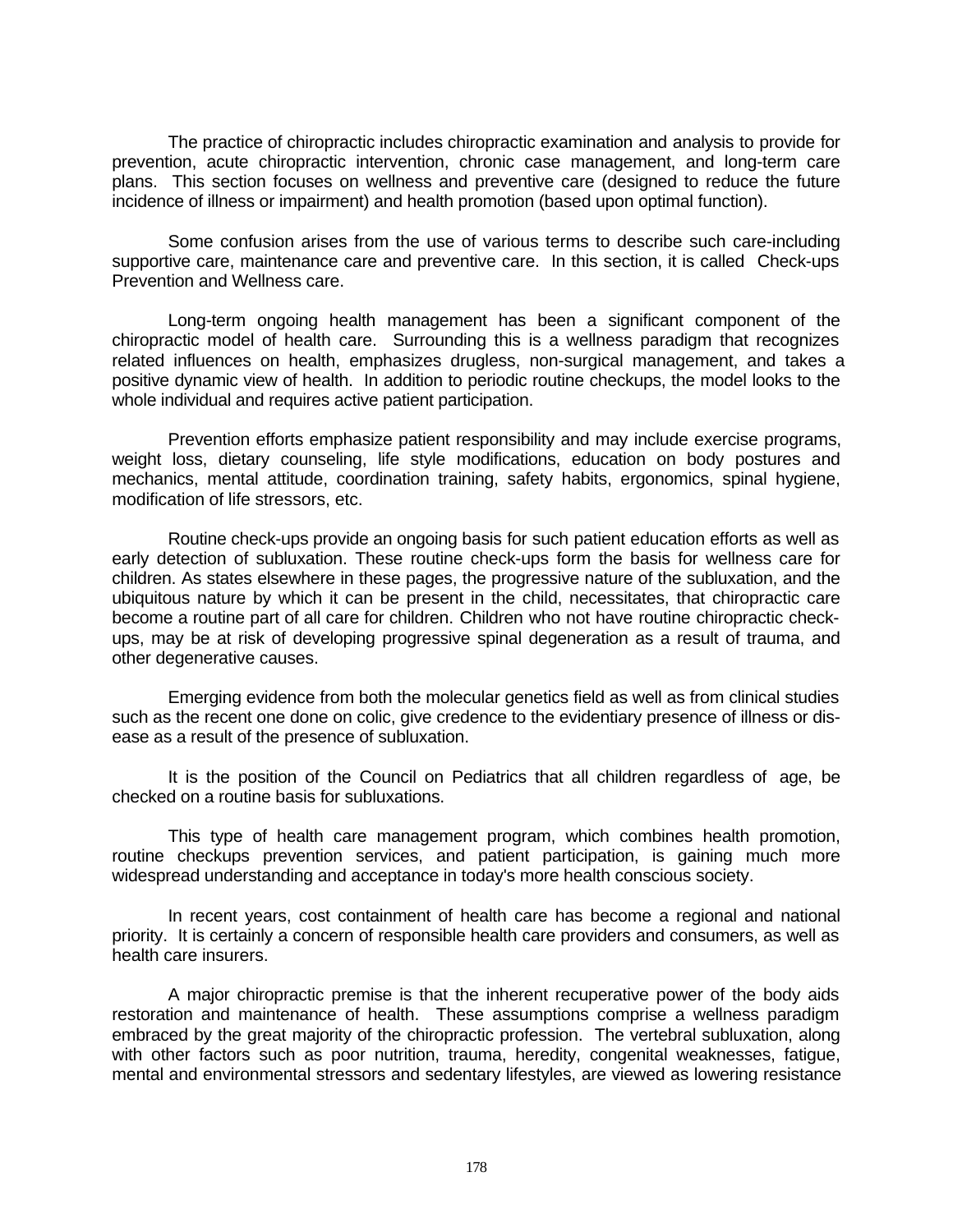The practice of chiropractic includes chiropractic examination and analysis to provide for prevention, acute chiropractic intervention, chronic case management, and long-term care plans. This section focuses on wellness and preventive care (designed to reduce the future incidence of illness or impairment) and health promotion (based upon optimal function).

Some confusion arises from the use of various terms to describe such care-including supportive care, maintenance care and preventive care. In this section, it is called Check-ups Prevention and Wellness care.

Long-term ongoing health management has been a significant component of the chiropractic model of health care. Surrounding this is a wellness paradigm that recognizes related influences on health, emphasizes drugless, non-surgical management, and takes a positive dynamic view of health. In addition to periodic routine checkups, the model looks to the whole individual and requires active patient participation.

Prevention efforts emphasize patient responsibility and may include exercise programs, weight loss, dietary counseling, life style modifications, education on body postures and mechanics, mental attitude, coordination training, safety habits, ergonomics, spinal hygiene, modification of life stressors, etc.

Routine check-ups provide an ongoing basis for such patient education efforts as well as early detection of subluxation. These routine check-ups form the basis for wellness care for children. As states elsewhere in these pages, the progressive nature of the subluxation, and the ubiquitous nature by which it can be present in the child, necessitates, that chiropractic care become a routine part of all care for children. Children who not have routine chiropractic check-ups, may be at risk of developing progressive spinal degeneration as a result of trauma, and other degenerative causes.

Emerging evidence from both the molecular genetics field as well as from clinical studies such as the recent one done on colic, give credence to the evidentiary presence of illness or dis-ease as a result of the presence of subluxation.

It is the position of the Council on Pediatrics that all children regardless of age, be checked on a routine basis for subluxations.

This type of health care management program, which combines health promotion, routine checkups prevention services, and patient participation, is gaining much more widespread understanding and acceptance in today's more health conscious society.

In recent years, cost containment of health care has become a regional and national priority. It is certainly a concern of responsible health care providers and consumers, as well as health care insurers.

A major chiropractic premise is that the inherent recuperative power of the body aids restoration and maintenance of health. These assumptions comprise a wellness paradigm embraced by the great majority of the chiropractic profession. The vertebral subluxation, along with other factors such as poor nutrition, trauma, heredity, congenital weaknesses, fatigue, mental and environmental stressors and sedentary lifestyles, are viewed as lowering resistance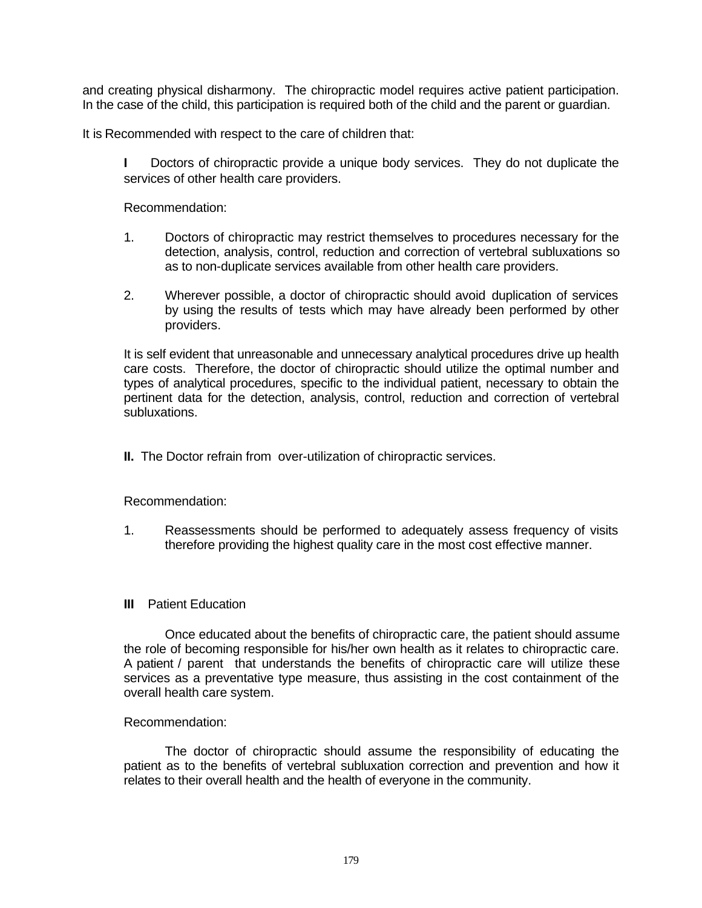and creating physical disharmony. The chiropractic model requires active patient participation. In the case of the child, this participation is required both of the child and the parent or guardian.

It is Recommended with respect to the care of children that:

**I** Doctors of chiropractic provide a unique body services. They do not duplicate the services of other health care providers.

Recommendation:

1. Doctors of chiropractic may restrict themselves to procedures necessary for the detection, analysis, control, reduction and correction of vertebral subluxations so as to non-duplicate services available from other health care providers.

2. Wherever possible, a doctor of chiropractic should avoid duplication of services by using the results of tests which may have already been performed by other providers.

It is self evident that unreasonable and unnecessary analytical procedures drive up health care costs. Therefore, the doctor of chiropractic should utilize the optimal number and types of analytical procedures, specific to the individual patient, necessary to obtain the pertinent data for the detection, analysis, control, reduction and correction of vertebral subluxations.

**II.** The Doctor refrain from over-utilization of chiropractic services.

Recommendation:

1. Reassessments should be performed to adequately assess frequency of visits therefore providing the highest quality care in the most cost effective manner.

**III** Patient Education

Once educated about the benefits of chiropractic care, the patient should assume the role of becoming responsible for his/her own health as it relates to chiropractic care. A patient / parent that understands the benefits of chiropractic care will utilize these services as a preventative type measure, thus assisting in the cost containment of the overall health care system.

Recommendation:

The doctor of chiropractic should assume the responsibility of educating the patient as to the benefits of vertebral subluxation correction and prevention and how it relates to their overall health and the health of everyone in the community.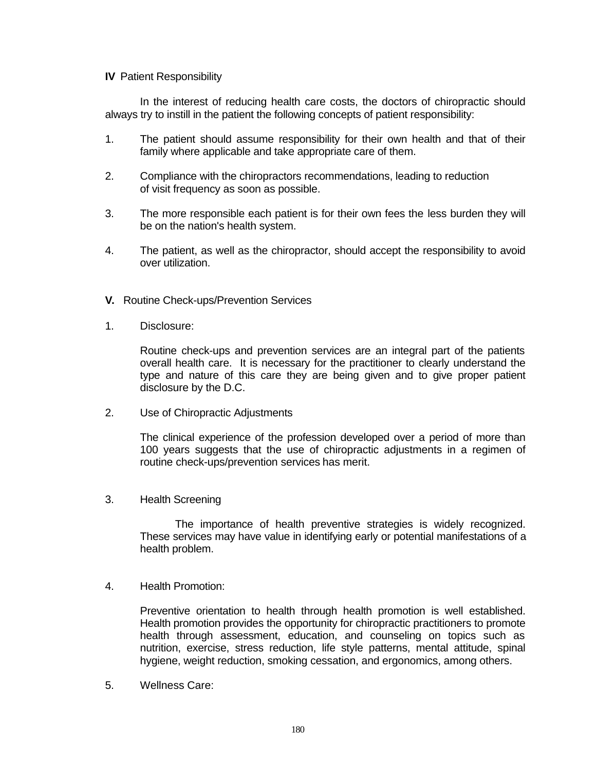**IV** Patient Responsibility

In the interest of reducing health care costs, the doctors of chiropractic should always try to instill in the patient the following concepts of patient responsibility:

1. The patient should assume responsibility for their own health and that of their family where applicable and take appropriate care of them.

2. Compliance with the chiropractors recommendations, leading to reduction of visit frequency as soon as possible.

3. The more responsible each patient is for their own fees the less burden they will be on the nation's health system.

4. The patient, as well as the chiropractor, should accept the responsibility to avoid over utilization.

**V.** Routine Check-ups/Prevention Services

1. Disclosure:

   Routine check-ups and prevention services are an integral part of the patients overall health care. It is necessary for the practitioner to clearly understand the type and nature of this care they are being given and to give proper patient disclosure by the D.C.

2. Use of Chiropractic Adjustments

   The clinical experience of the profession developed over a period of more than 100 years suggests that the use of chiropractic adjustments in a regimen of routine check-ups/prevention services has merit.

3. Health Screening

   The importance of health preventive strategies is widely recognized. These services may have value in identifying early or potential manifestations of a health problem.

4. Health Promotion:

   Preventive orientation to health through health promotion is well established. Health promotion provides the opportunity for chiropractic practitioners to promote health through assessment, education, and counseling on topics such as nutrition, exercise, stress reduction, life style patterns, mental attitude, spinal hygiene, weight reduction, smoking cessation, and ergonomics, among others.

5. Wellness Care: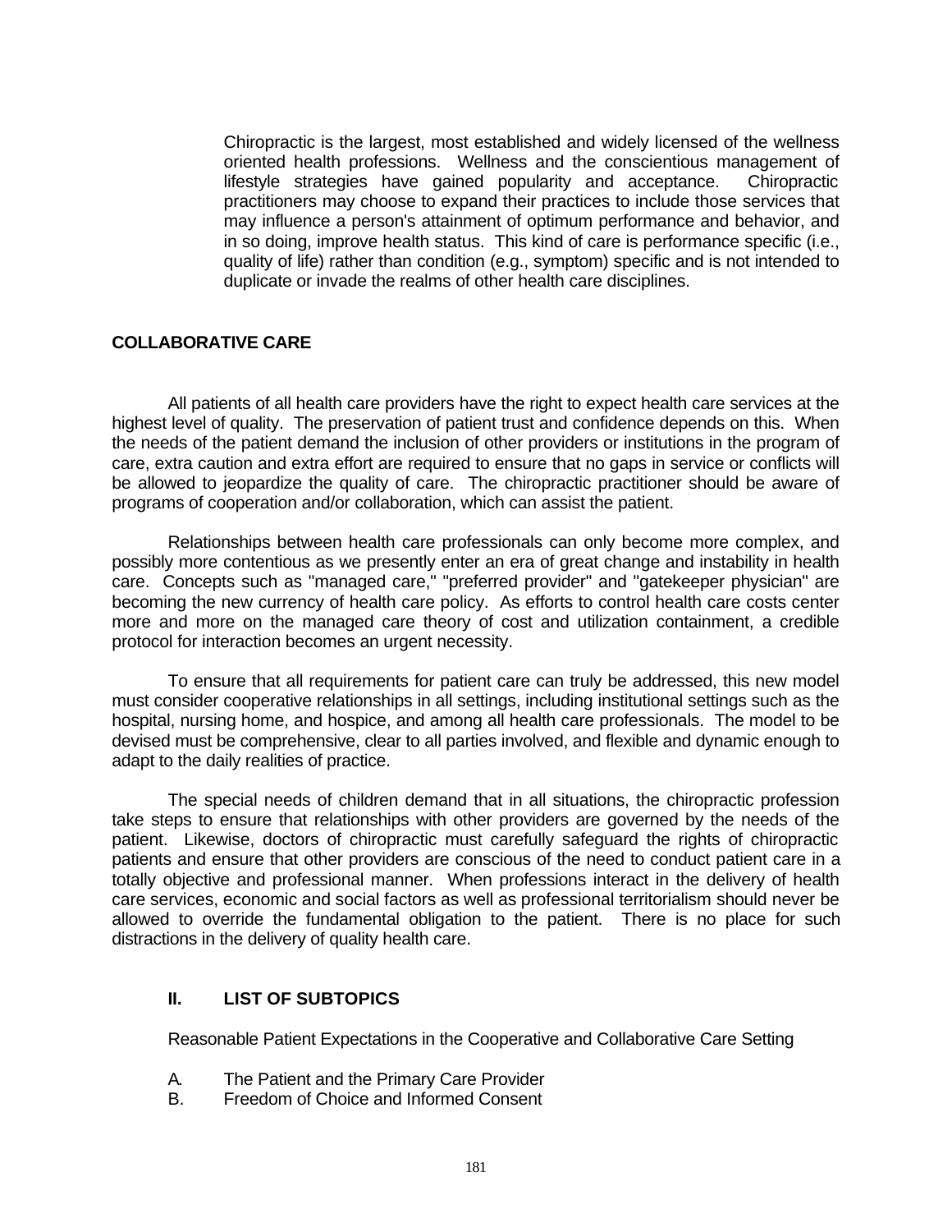Chiropractic is the largest, most established and widely licensed of the wellness oriented health professions. Wellness and the conscientious management of lifestyle strategies have gained popularity and acceptance. Chiropractic practitioners may choose to expand their practices to include those services that may influence a person's attainment of optimum performance and behavior, and in so doing, improve health status. This kind of care is performance specific (i.e., quality of life) rather than condition (e.g., symptom) specific and is not intended to duplicate or invade the realms of other health care disciplines.

## COLLABORATIVE CARE

All patients of all health care providers have the right to expect health care services at the highest level of quality. The preservation of patient trust and confidence depends on this. When the needs of the patient demand the inclusion of other providers or institutions in the program of care, extra caution and extra effort are required to ensure that no gaps in service or conflicts will be allowed to jeopardize the quality of care. The chiropractic practitioner should be aware of programs of cooperation and/or collaboration, which can assist the patient.

Relationships between health care professionals can only become more complex, and possibly more contentious as we presently enter an era of great change and instability in health care. Concepts such as "managed care," "preferred provider" and "gatekeeper physician" are becoming the new currency of health care policy. As efforts to control health care costs center more and more on the managed care theory of cost and utilization containment, a credible protocol for interaction becomes an urgent necessity.

To ensure that all requirements for patient care can truly be addressed, this new model must consider cooperative relationships in all settings, including institutional settings such as the hospital, nursing home, and hospice, and among all health care professionals. The model to be devised must be comprehensive, clear to all parties involved, and flexible and dynamic enough to adapt to the daily realities of practice.

The special needs of children demand that in all situations, the chiropractic profession take steps to ensure that relationships with other providers are governed by the needs of the patient. Likewise, doctors of chiropractic must carefully safeguard the rights of chiropractic patients and ensure that other providers are conscious of the need to conduct patient care in a totally objective and professional manner. When professions interact in the delivery of health care services, economic and social factors as well as professional territorialism should never be allowed to override the fundamental obligation to the patient. There is no place for such distractions in the delivery of quality health care.

### II. LIST OF SUBTOPICS

Reasonable Patient Expectations in the Cooperative and Collaborative Care Setting

A. The Patient and the Primary Care Provider
B. Freedom of Choice and Informed Consent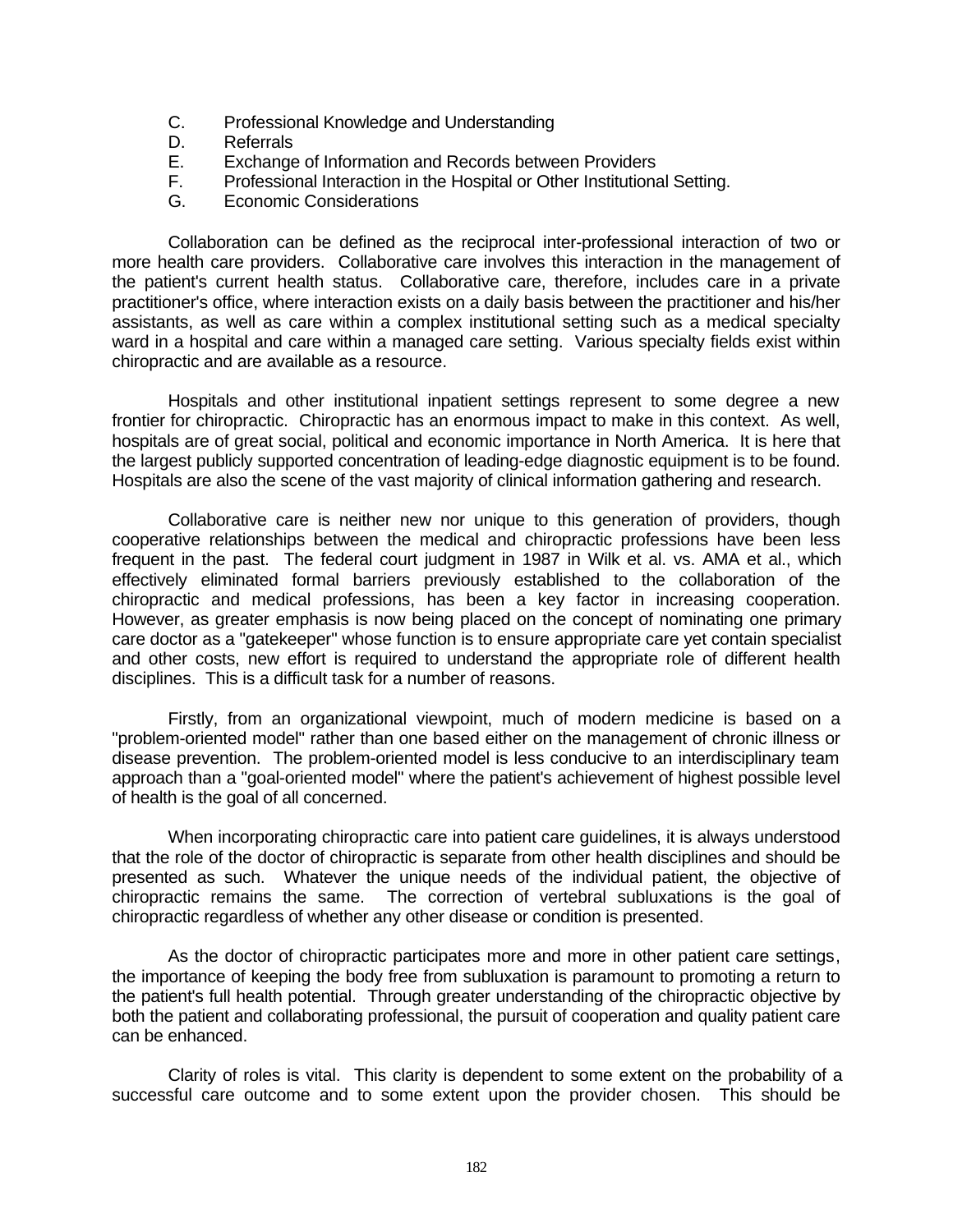C. Professional Knowledge and Understanding
D. Referrals
E. Exchange of Information and Records between Providers
F. Professional Interaction in the Hospital or Other Institutional Setting.
G. Economic Considerations

Collaboration can be defined as the reciprocal inter-professional interaction of two or more health care providers. Collaborative care involves this interaction in the management of the patient's current health status. Collaborative care, therefore, includes care in a private practitioner's office, where interaction exists on a daily basis between the practitioner and his/her assistants, as well as care within a complex institutional setting such as a medical specialty ward in a hospital and care within a managed care setting. Various specialty fields exist within chiropractic and are available as a resource.

Hospitals and other institutional inpatient settings represent to some degree a new frontier for chiropractic. Chiropractic has an enormous impact to make in this context. As well, hospitals are of great social, political and economic importance in North America. It is here that the largest publicly supported concentration of leading-edge diagnostic equipment is to be found. Hospitals are also the scene of the vast majority of clinical information gathering and research.

Collaborative care is neither new nor unique to this generation of providers, though cooperative relationships between the medical and chiropractic professions have been less frequent in the past. The federal court judgment in 1987 in Wilk et al. vs. AMA et al., which effectively eliminated formal barriers previously established to the collaboration of the chiropractic and medical professions, has been a key factor in increasing cooperation. However, as greater emphasis is now being placed on the concept of nominating one primary care doctor as a "gatekeeper" whose function is to ensure appropriate care yet contain specialist and other costs, new effort is required to understand the appropriate role of different health disciplines. This is a difficult task for a number of reasons.

Firstly, from an organizational viewpoint, much of modern medicine is based on a "problem-oriented model" rather than one based either on the management of chronic illness or disease prevention. The problem-oriented model is less conducive to an interdisciplinary team approach than a "goal-oriented model" where the patient's achievement of highest possible level of health is the goal of all concerned.

When incorporating chiropractic care into patient care guidelines, it is always understood that the role of the doctor of chiropractic is separate from other health disciplines and should be presented as such. Whatever the unique needs of the individual patient, the objective of chiropractic remains the same. The correction of vertebral subluxations is the goal of chiropractic regardless of whether any other disease or condition is presented.

As the doctor of chiropractic participates more and more in other patient care settings, the importance of keeping the body free from subluxation is paramount to promoting a return to the patient's full health potential. Through greater understanding of the chiropractic objective by both the patient and collaborating professional, the pursuit of cooperation and quality patient care can be enhanced.

Clarity of roles is vital. This clarity is dependent to some extent on the probability of a successful care outcome and to some extent upon the provider chosen. This should be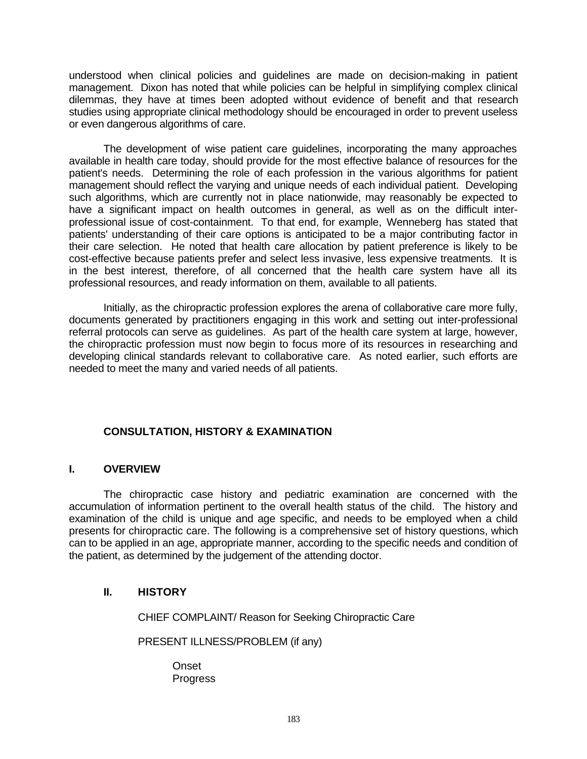understood when clinical policies and guidelines are made on decision-making in patient management. Dixon has noted that while policies can be helpful in simplifying complex clinical dilemmas, they have at times been adopted without evidence of benefit and that research studies using appropriate clinical methodology should be encouraged in order to prevent useless or even dangerous algorithms of care.

The development of wise patient care guidelines, incorporating the many approaches available in health care today, should provide for the most effective balance of resources for the patient's needs. Determining the role of each profession in the various algorithms for patient management should reflect the varying and unique needs of each individual patient. Developing such algorithms, which are currently not in place nationwide, may reasonably be expected to have a significant impact on health outcomes in general, as well as on the difficult inter-professional issue of cost-containment. To that end, for example, Wenneberg has stated that patients' understanding of their care options is anticipated to be a major contributing factor in their care selection. He noted that health care allocation by patient preference is likely to be cost-effective because patients prefer and select less invasive, less expensive treatments. It is in the best interest, therefore, of all concerned that the health care system have all its professional resources, and ready information on them, available to all patients.

Initially, as the chiropractic profession explores the arena of collaborative care more fully, documents generated by practitioners engaging in this work and setting out inter-professional referral protocols can serve as guidelines. As part of the health care system at large, however, the chiropractic profession must now begin to focus more of its resources in researching and developing clinical standards relevant to collaborative care. As noted earlier, such efforts are needed to meet the many and varied needs of all patients.

## CONSULTATION, HISTORY & EXAMINATION

### I. OVERVIEW

The chiropractic case history and pediatric examination are concerned with the accumulation of information pertinent to the overall health status of the child. The history and examination of the child is unique and age specific, and needs to be employed when a child presents for chiropractic care. The following is a comprehensive set of history questions, which can to be applied in an age, appropriate manner, according to the specific needs and condition of the patient, as determined by the judgement of the attending doctor.

### II. HISTORY

CHIEF COMPLAINT/ Reason for Seeking Chiropractic Care

PRESENT ILLNESS/PROBLEM (if any)

- Onset
- Progress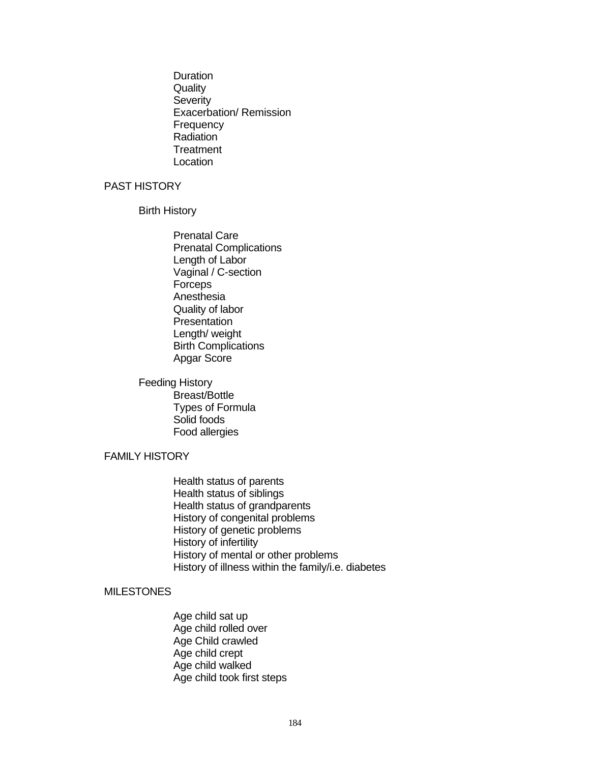- Duration
- Quality
- Severity
- Exacerbation/ Remission
- Frequency
- Radiation
- Treatment
- Location

## PAST HISTORY

### Birth History

- Prenatal Care
- Prenatal Complications
- Length of Labor
- Vaginal / C-section
- Forceps
- Anesthesia
- Quality of labor
- Presentation
- Length/ weight
- Birth Complications
- Apgar Score

### Feeding History

- Breast/Bottle
- Types of Formula
- Solid foods
- Food allergies

## FAMILY HISTORY

- Health status of parents
- Health status of siblings
- Health status of grandparents
- History of congenital problems
- History of genetic problems
- History of infertility
- History of mental or other problems
- History of illness within the family/i.e. diabetes

## MILESTONES

- Age child sat up
- Age child rolled over
- Age Child crawled
- Age child crept
- Age child walked
- Age child took first steps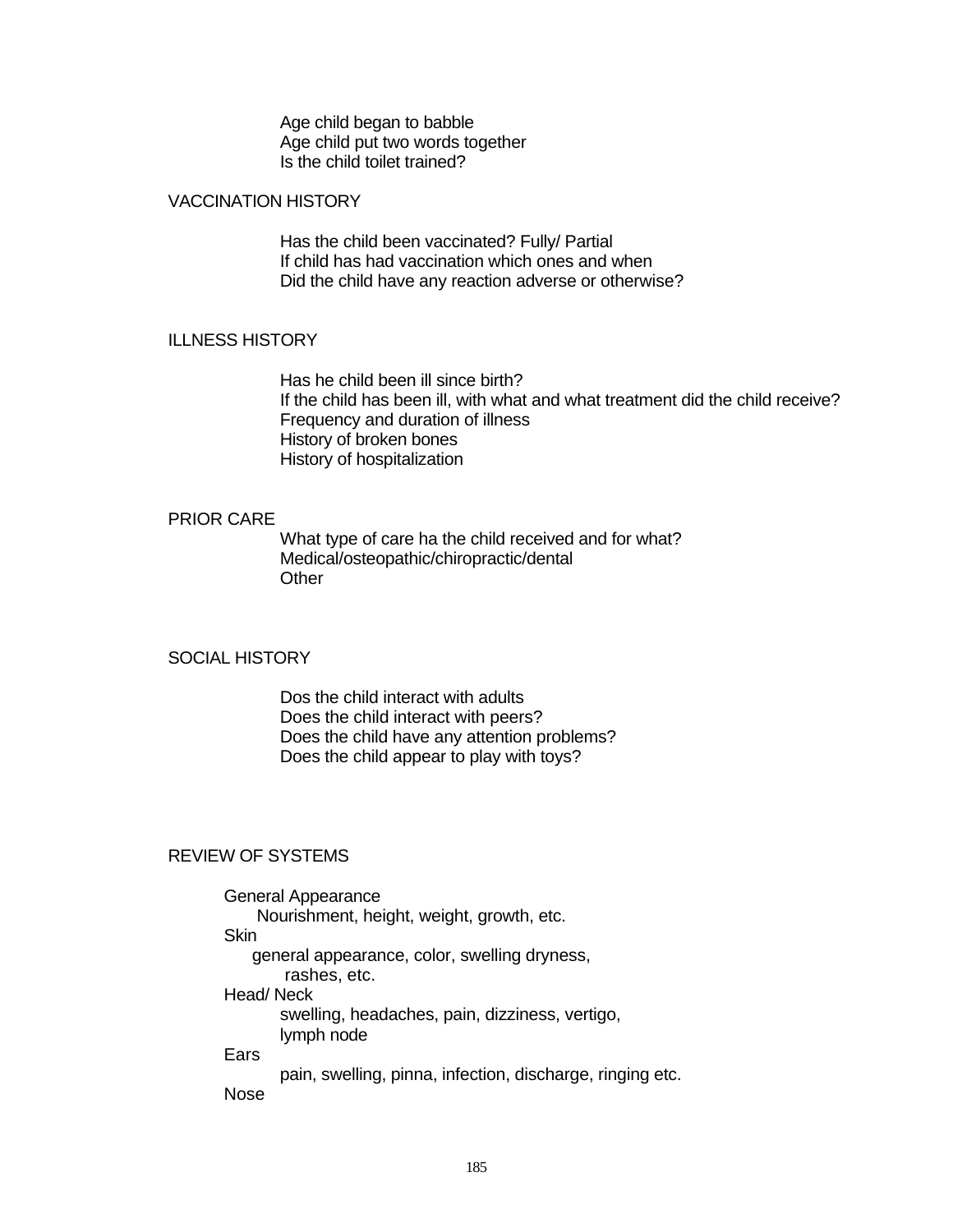Age child began to babble
Age child put two words together
Is the child toilet trained?

## VACCINATION HISTORY

Has the child been vaccinated? Fully/ Partial
If child has had vaccination which ones and when
Did the child have any reaction adverse or otherwise?

## ILLNESS HISTORY

Has he child been ill since birth?
If the child has been ill, with what and what treatment did the child receive?
Frequency and duration of illness
History of broken bones
History of hospitalization

## PRIOR CARE

What type of care ha the child received and for what?
Medical/osteopathic/chiropractic/dental
Other

## SOCIAL HISTORY

Dos the child interact with adults
Does the child interact with peers?
Does the child have any attention problems?
Does the child appear to play with toys?

## REVIEW OF SYSTEMS

General Appearance
Nourishment, height, weight, growth, etc.

Skin
general appearance, color, swelling dryness,
rashes, etc.

Head/ Neck
swelling, headaches, pain, dizziness, vertigo,
lymph node

Ears
pain, swelling, pinna, infection, discharge, ringing etc.

Nose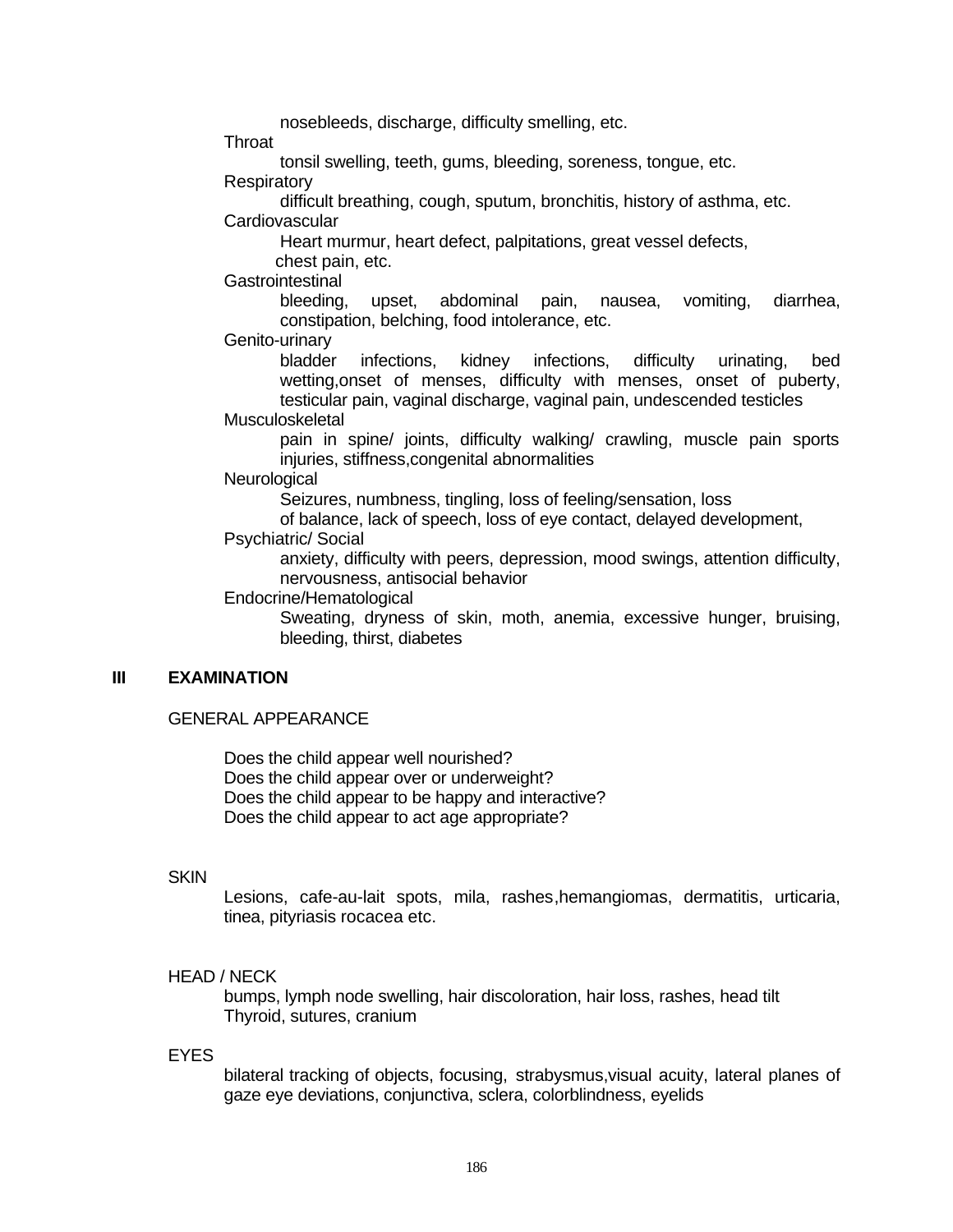nosebleeds, discharge, difficulty smelling, etc.

Throat

tonsil swelling, teeth, gums, bleeding, soreness, tongue, etc.

Respiratory

difficult breathing, cough, sputum, bronchitis, history of asthma, etc.

Cardiovascular

Heart murmur, heart defect, palpitations, great vessel defects, chest pain, etc.

Gastrointestinal

bleeding, upset, abdominal pain, nausea, vomiting, diarrhea, constipation, belching, food intolerance, etc.

Genito-urinary

bladder infections, kidney infections, difficulty urinating, bed wetting,onset of menses, difficulty with menses, onset of puberty, testicular pain, vaginal discharge, vaginal pain, undescended testicles

Musculoskeletal

pain in spine/ joints, difficulty walking/ crawling, muscle pain sports injuries, stiffness,congenital abnormalities

Neurological

Seizures, numbness, tingling, loss of feeling/sensation, loss of balance, lack of speech, loss of eye contact, delayed development,

Psychiatric/ Social

anxiety, difficulty with peers, depression, mood swings, attention difficulty, nervousness, antisocial behavior

Endocrine/Hematological

Sweating, dryness of skin, moth, anemia, excessive hunger, bruising, bleeding, thirst, diabetes

## III EXAMINATION

GENERAL APPEARANCE

Does the child appear well nourished?
Does the child appear over or underweight?
Does the child appear to be happy and interactive?
Does the child appear to act age appropriate?

SKIN

Lesions, cafe-au-lait spots, mila, rashes,hemangiomas, dermatitis, urticaria, tinea, pityriasis rocacea etc.

HEAD / NECK

bumps, lymph node swelling, hair discoloration, hair loss, rashes, head tilt Thyroid, sutures, cranium

EYES

bilateral tracking of objects, focusing, strabysmus,visual acuity, lateral planes of gaze eye deviations, conjunctiva, sclera, colorblindness, eyelids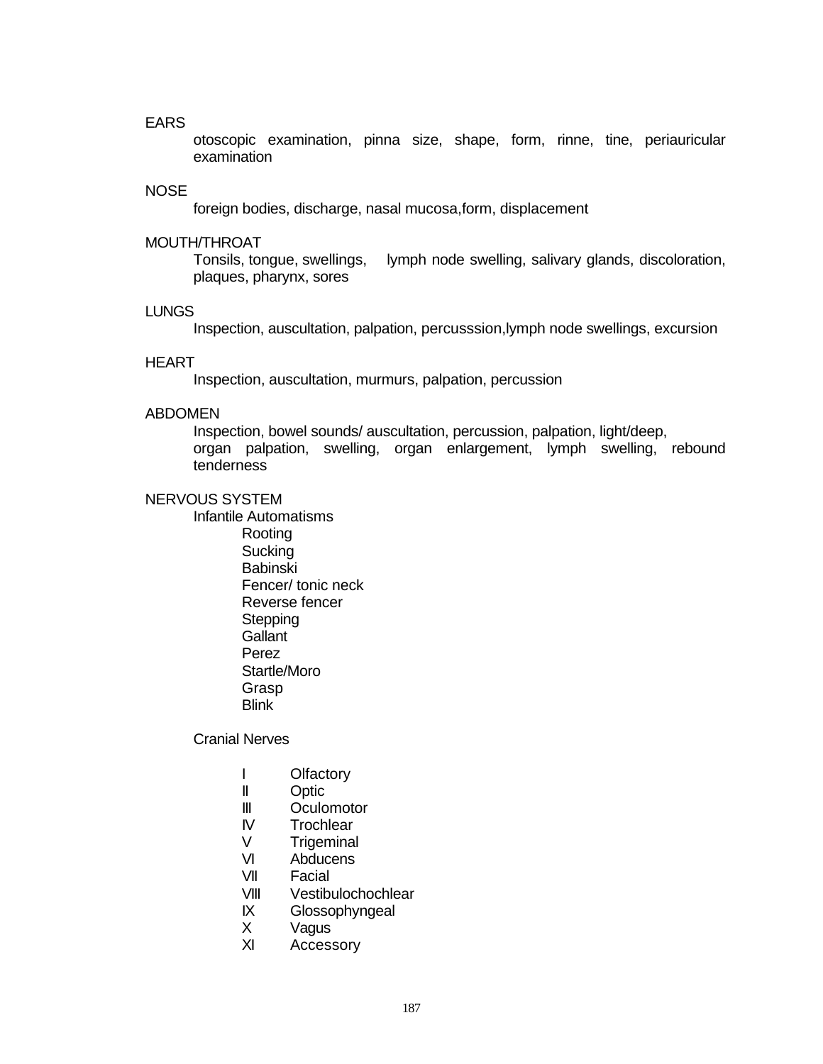EARS

otoscopic examination, pinna size, shape, form, rinne, tine, periauricular examination

NOSE

foreign bodies, discharge, nasal mucosa,form, displacement

MOUTH/THROAT

Tonsils, tongue, swellings, lymph node swelling, salivary glands, discoloration, plaques, pharynx, sores

LUNGS

Inspection, auscultation, palpation, percusssion,lymph node swellings, excursion

HEART

Inspection, auscultation, murmurs, palpation, percussion

ABDOMEN

Inspection, bowel sounds/ auscultation, percussion, palpation, light/deep, organ palpation, swelling, organ enlargement, lymph swelling, rebound tenderness

NERVOUS SYSTEM

Infantile Automatisms

- Rooting
- Sucking
- Babinski
- Fencer/ tonic neck
- Reverse fencer
- Stepping
- Gallant
- Perez
- Startle/Moro
- Grasp
- Blink

Cranial Nerves

- I Olfactory
- II Optic
- III Oculomotor
- IV Trochlear
- V Trigeminal
- VI Abducens
- VII Facial
- VIII Vestibulochochlear
- IX Glossophyngeal
- X Vagus
- XI Accessory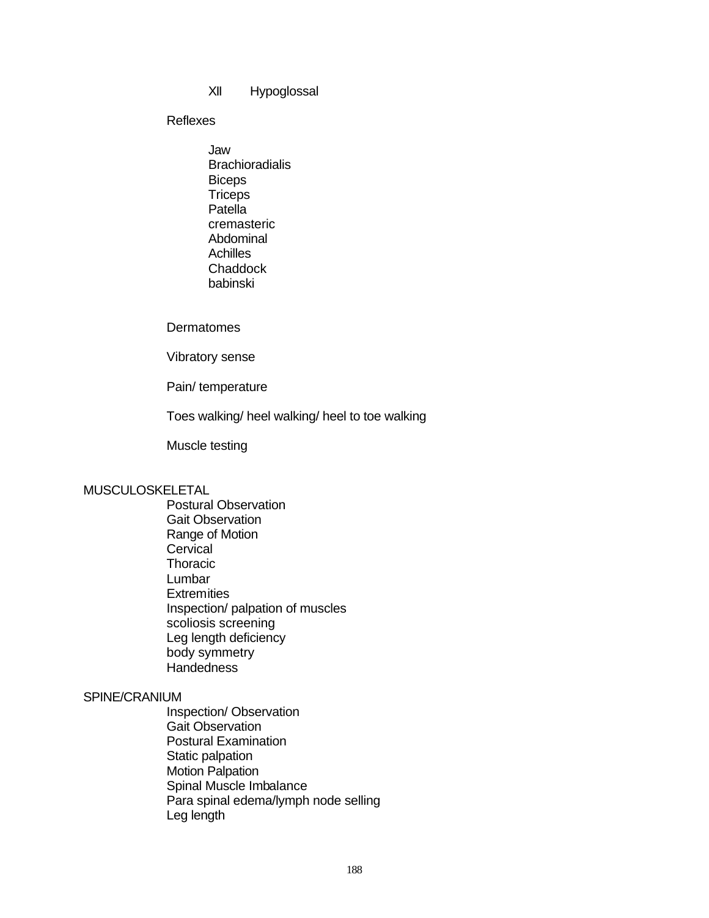XII Hypoglossal

Reflexes

- Jaw
- Brachioradialis
- Biceps
- Triceps
- Patella
- cremasteric
- Abdominal
- Achilles
- Chaddock
- babinski

Dermatomes

Vibratory sense

Pain/ temperature

Toes walking/ heel walking/ heel to toe walking

Muscle testing

MUSCULOSKELETAL

- Postural Observation
- Gait Observation
- Range of Motion
- Cervical
- Thoracic
- Lumbar
- Extremities
- Inspection/ palpation of muscles
- scoliosis screening
- Leg length deficiency
- body symmetry
- Handedness

SPINE/CRANIUM

- Inspection/ Observation
- Gait Observation
- Postural Examination
- Static palpation
- Motion Palpation
- Spinal Muscle Imbalance
- Para spinal edema/lymph node selling
- Leg length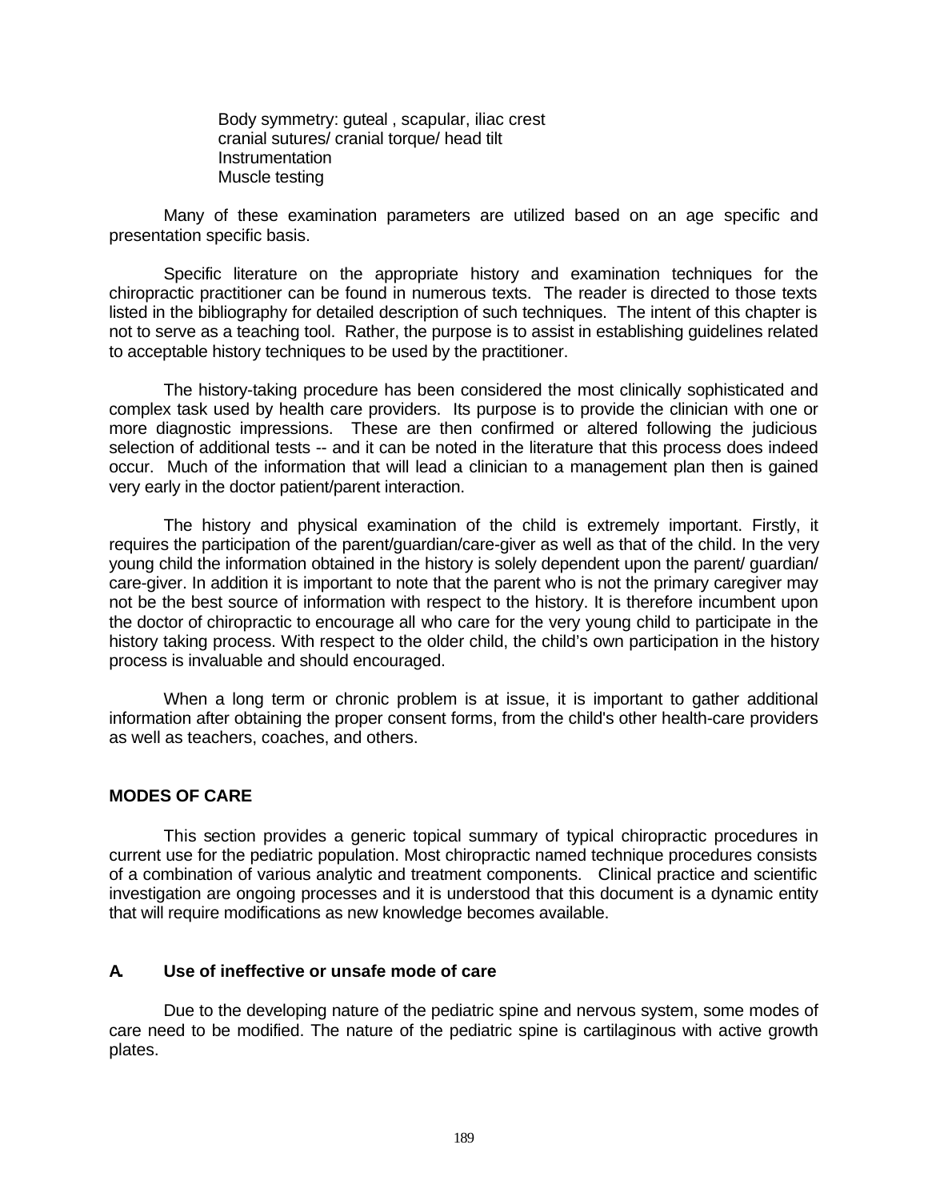Body symmetry: guteal , scapular, iliac crest
cranial sutures/ cranial torque/ head tilt
Instrumentation
Muscle testing

Many of these examination parameters are utilized based on an age specific and presentation specific basis.

Specific literature on the appropriate history and examination techniques for the chiropractic practitioner can be found in numerous texts. The reader is directed to those texts listed in the bibliography for detailed description of such techniques. The intent of this chapter is not to serve as a teaching tool. Rather, the purpose is to assist in establishing guidelines related to acceptable history techniques to be used by the practitioner.

The history-taking procedure has been considered the most clinically sophisticated and complex task used by health care providers. Its purpose is to provide the clinician with one or more diagnostic impressions. These are then confirmed or altered following the judicious selection of additional tests -- and it can be noted in the literature that this process does indeed occur. Much of the information that will lead a clinician to a management plan then is gained very early in the doctor patient/parent interaction.

The history and physical examination of the child is extremely important. Firstly, it requires the participation of the parent/guardian/care-giver as well as that of the child. In the very young child the information obtained in the history is solely dependent upon the parent/ guardian/ care-giver. In addition it is important to note that the parent who is not the primary caregiver may not be the best source of information with respect to the history. It is therefore incumbent upon the doctor of chiropractic to encourage all who care for the very young child to participate in the history taking process. With respect to the older child, the child's own participation in the history process is invaluable and should encouraged.

When a long term or chronic problem is at issue, it is important to gather additional information after obtaining the proper consent forms, from the child's other health-care providers as well as teachers, coaches, and others.

## MODES OF CARE

This section provides a generic topical summary of typical chiropractic procedures in current use for the pediatric population. Most chiropractic named technique procedures consists of a combination of various analytic and treatment components. Clinical practice and scientific investigation are ongoing processes and it is understood that this document is a dynamic entity that will require modifications as new knowledge becomes available.

### A. Use of ineffective or unsafe mode of care

Due to the developing nature of the pediatric spine and nervous system, some modes of care need to be modified. The nature of the pediatric spine is cartilaginous with active growth plates.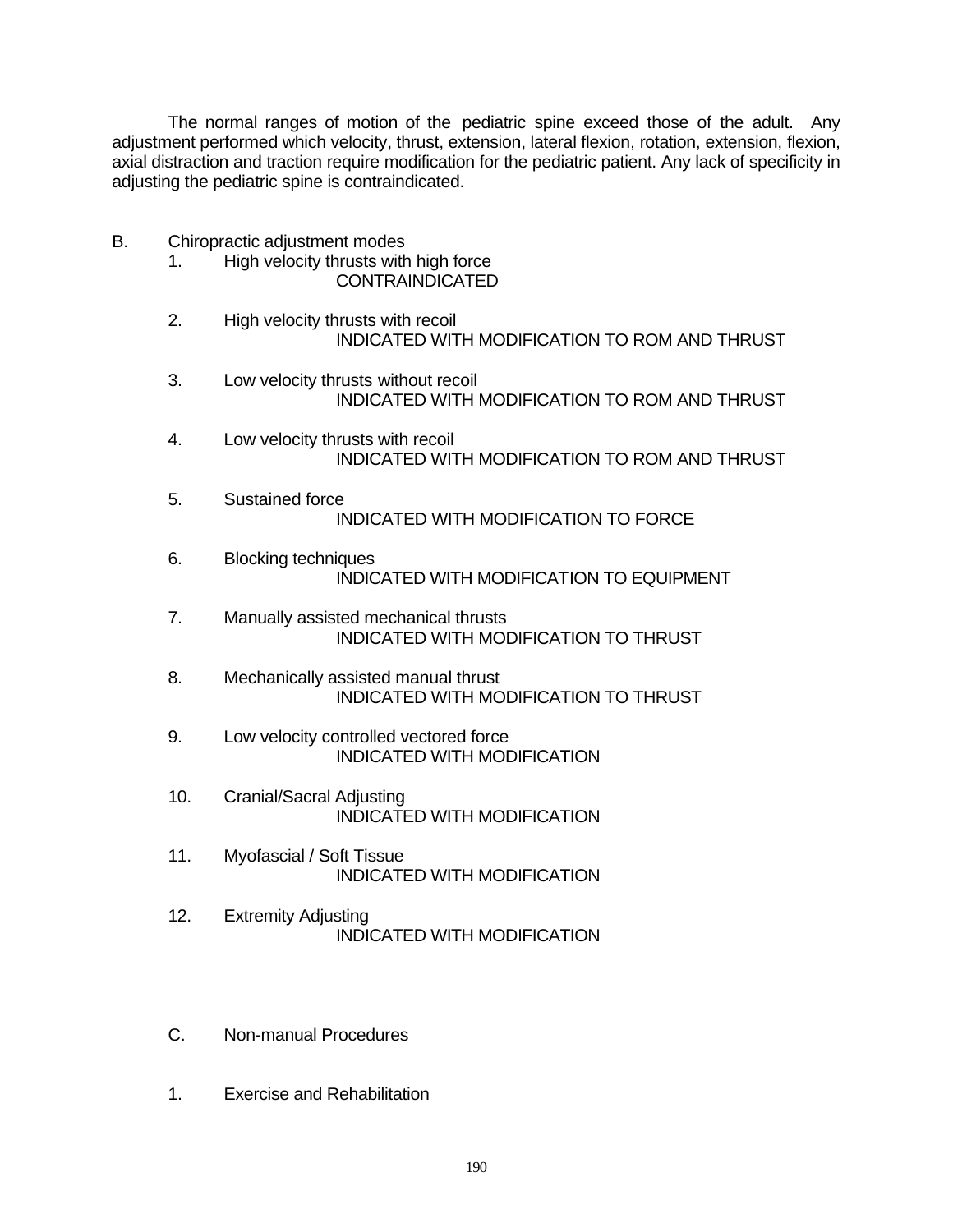The normal ranges of motion of the pediatric spine exceed those of the adult. Any adjustment performed which velocity, thrust, extension, lateral flexion, rotation, extension, flexion, axial distraction and traction require modification for the pediatric patient. Any lack of specificity in adjusting the pediatric spine is contraindicated.

B. Chiropractic adjustment modes

1. High velocity thrusts with high force
   CONTRAINDICATED

2. High velocity thrusts with recoil
   INDICATED WITH MODIFICATION TO ROM AND THRUST

3. Low velocity thrusts without recoil
   INDICATED WITH MODIFICATION TO ROM AND THRUST

4. Low velocity thrusts with recoil
   INDICATED WITH MODIFICATION TO ROM AND THRUST

5. Sustained force
   INDICATED WITH MODIFICATION TO FORCE

6. Blocking techniques
   INDICATED WITH MODIFICATION TO EQUIPMENT

7. Manually assisted mechanical thrusts
   INDICATED WITH MODIFICATION TO THRUST

8. Mechanically assisted manual thrust
   INDICATED WITH MODIFICATION TO THRUST

9. Low velocity controlled vectored force
   INDICATED WITH MODIFICATION

10. Cranial/Sacral Adjusting
    INDICATED WITH MODIFICATION

11. Myofascial / Soft Tissue
    INDICATED WITH MODIFICATION

12. Extremity Adjusting
    INDICATED WITH MODIFICATION

C. Non-manual Procedures

1. Exercise and Rehabilitation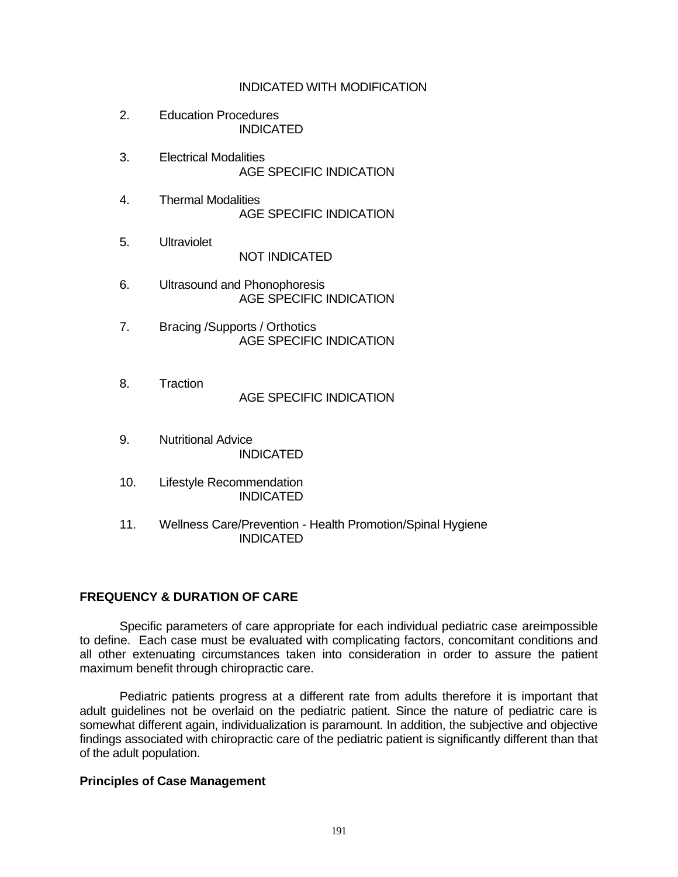INDICATED WITH MODIFICATION

2. Education Procedures
   INDICATED

3. Electrical Modalities
   AGE SPECIFIC INDICATION

4. Thermal Modalities
   AGE SPECIFIC INDICATION

5. Ultraviolet
   NOT INDICATED

6. Ultrasound and Phonophoresis
   AGE SPECIFIC INDICATION

7. Bracing /Supports / Orthotics
   AGE SPECIFIC INDICATION

8. Traction
   AGE SPECIFIC INDICATION

9. Nutritional Advice
   INDICATED

10. Lifestyle Recommendation
    INDICATED

11. Wellness Care/Prevention - Health Promotion/Spinal Hygiene
    INDICATED

## FREQUENCY & DURATION OF CARE

Specific parameters of care appropriate for each individual pediatric case areimpossible to define. Each case must be evaluated with complicating factors, concomitant conditions and all other extenuating circumstances taken into consideration in order to assure the patient maximum benefit through chiropractic care.

Pediatric patients progress at a different rate from adults therefore it is important that adult guidelines not be overlaid on the pediatric patient. Since the nature of pediatric care is somewhat different again, individualization is paramount. In addition, the subjective and objective findings associated with chiropractic care of the pediatric patient is significantly different than that of the adult population.

### Principles of Case Management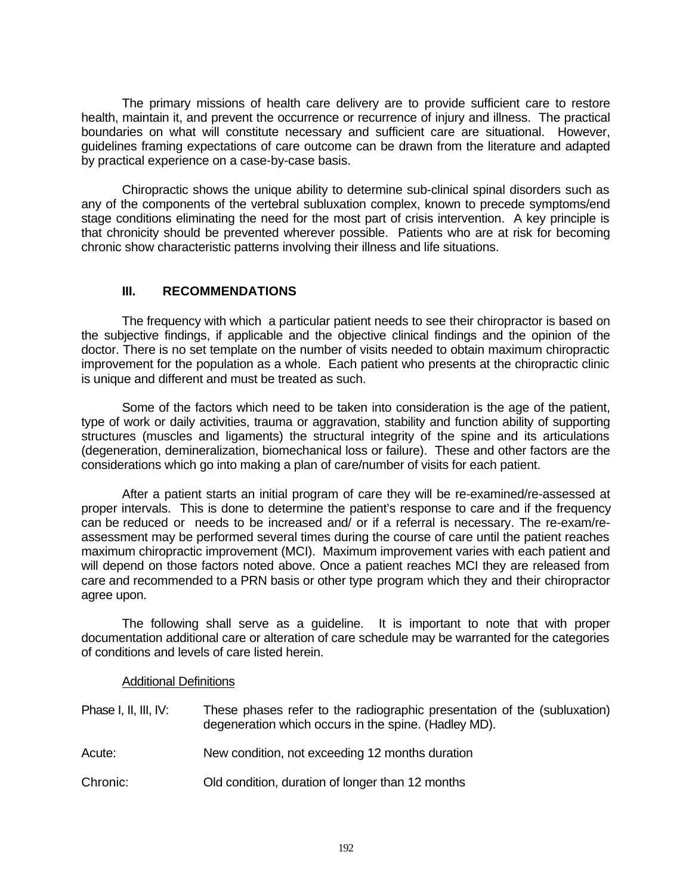The primary missions of health care delivery are to provide sufficient care to restore health, maintain it, and prevent the occurrence or recurrence of injury and illness. The practical boundaries on what will constitute necessary and sufficient care are situational. However, guidelines framing expectations of care outcome can be drawn from the literature and adapted by practical experience on a case-by-case basis.

Chiropractic shows the unique ability to determine sub-clinical spinal disorders such as any of the components of the vertebral subluxation complex, known to precede symptoms/end stage conditions eliminating the need for the most part of crisis intervention. A key principle is that chronicity should be prevented wherever possible. Patients who are at risk for becoming chronic show characteristic patterns involving their illness and life situations.

## III. RECOMMENDATIONS

The frequency with which a particular patient needs to see their chiropractor is based on the subjective findings, if applicable and the objective clinical findings and the opinion of the doctor. There is no set template on the number of visits needed to obtain maximum chiropractic improvement for the population as a whole. Each patient who presents at the chiropractic clinic is unique and different and must be treated as such.

Some of the factors which need to be taken into consideration is the age of the patient, type of work or daily activities, trauma or aggravation, stability and function ability of supporting structures (muscles and ligaments) the structural integrity of the spine and its articulations (degeneration, demineralization, biomechanical loss or failure). These and other factors are the considerations which go into making a plan of care/number of visits for each patient.

After a patient starts an initial program of care they will be re-examined/re-assessed at proper intervals. This is done to determine the patient's response to care and if the frequency can be reduced or needs to be increased and/ or if a referral is necessary. The re-exam/re-assessment may be performed several times during the course of care until the patient reaches maximum chiropractic improvement (MCI). Maximum improvement varies with each patient and will depend on those factors noted above. Once a patient reaches MCI they are released from care and recommended to a PRN basis or other type program which they and their chiropractor agree upon.

The following shall serve as a guideline. It is important to note that with proper documentation additional care or alteration of care schedule may be warranted for the categories of conditions and levels of care listed herein.

<u>Additional Definitions</u>

Phase I, II, III, IV: These phases refer to the radiographic presentation of the (subluxation) degeneration which occurs in the spine. (Hadley MD).

Acute: New condition, not exceeding 12 months duration

Chronic: Old condition, duration of longer than 12 months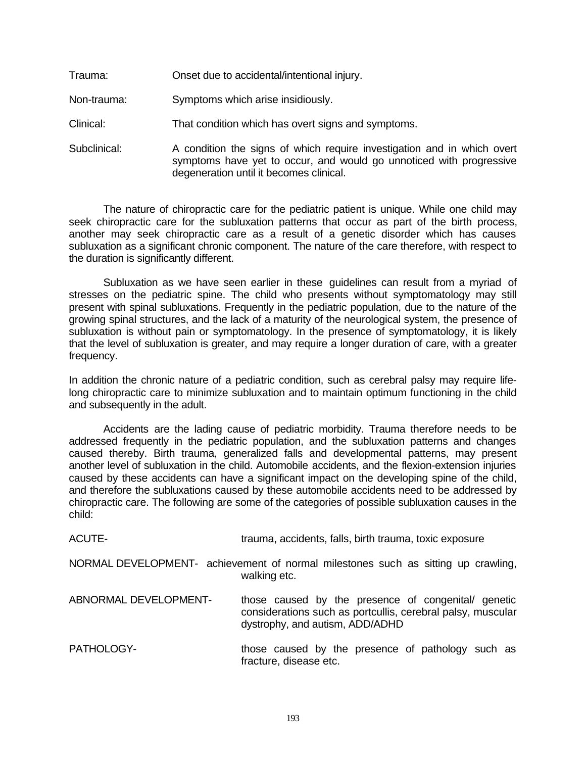Trauma: Onset due to accidental/intentional injury.

Non-trauma: Symptoms which arise insidiously.

Clinical: That condition which has overt signs and symptoms.

Subclinical: A condition the signs of which require investigation and in which overt symptoms have yet to occur, and would go unnoticed with progressive degeneration until it becomes clinical.

The nature of chiropractic care for the pediatric patient is unique. While one child may seek chiropractic care for the subluxation patterns that occur as part of the birth process, another may seek chiropractic care as a result of a genetic disorder which has causes subluxation as a significant chronic component. The nature of the care therefore, with respect to the duration is significantly different.

Subluxation as we have seen earlier in these guidelines can result from a myriad of stresses on the pediatric spine. The child who presents without symptomatology may still present with spinal subluxations. Frequently in the pediatric population, due to the nature of the growing spinal structures, and the lack of a maturity of the neurological system, the presence of subluxation is without pain or symptomatology. In the presence of symptomatology, it is likely that the level of subluxation is greater, and may require a longer duration of care, with a greater frequency.

In addition the chronic nature of a pediatric condition, such as cerebral palsy may require life-long chiropractic care to minimize subluxation and to maintain optimum functioning in the child and subsequently in the adult.

Accidents are the lading cause of pediatric morbidity. Trauma therefore needs to be addressed frequently in the pediatric population, and the subluxation patterns and changes caused thereby. Birth trauma, generalized falls and developmental patterns, may present another level of subluxation in the child. Automobile accidents, and the flexion-extension injuries caused by these accidents can have a significant impact on the developing spine of the child, and therefore the subluxations caused by these automobile accidents need to be addressed by chiropractic care. The following are some of the categories of possible subluxation causes in the child:

ACUTE- trauma, accidents, falls, birth trauma, toxic exposure

NORMAL DEVELOPMENT- achievement of normal milestones such as sitting up crawling, walking etc.

ABNORMAL DEVELOPMENT- those caused by the presence of congenital/ genetic considerations such as portcullis, cerebral palsy, muscular dystrophy, and autism, ADD/ADHD

PATHOLOGY- those caused by the presence of pathology such as fracture, disease etc.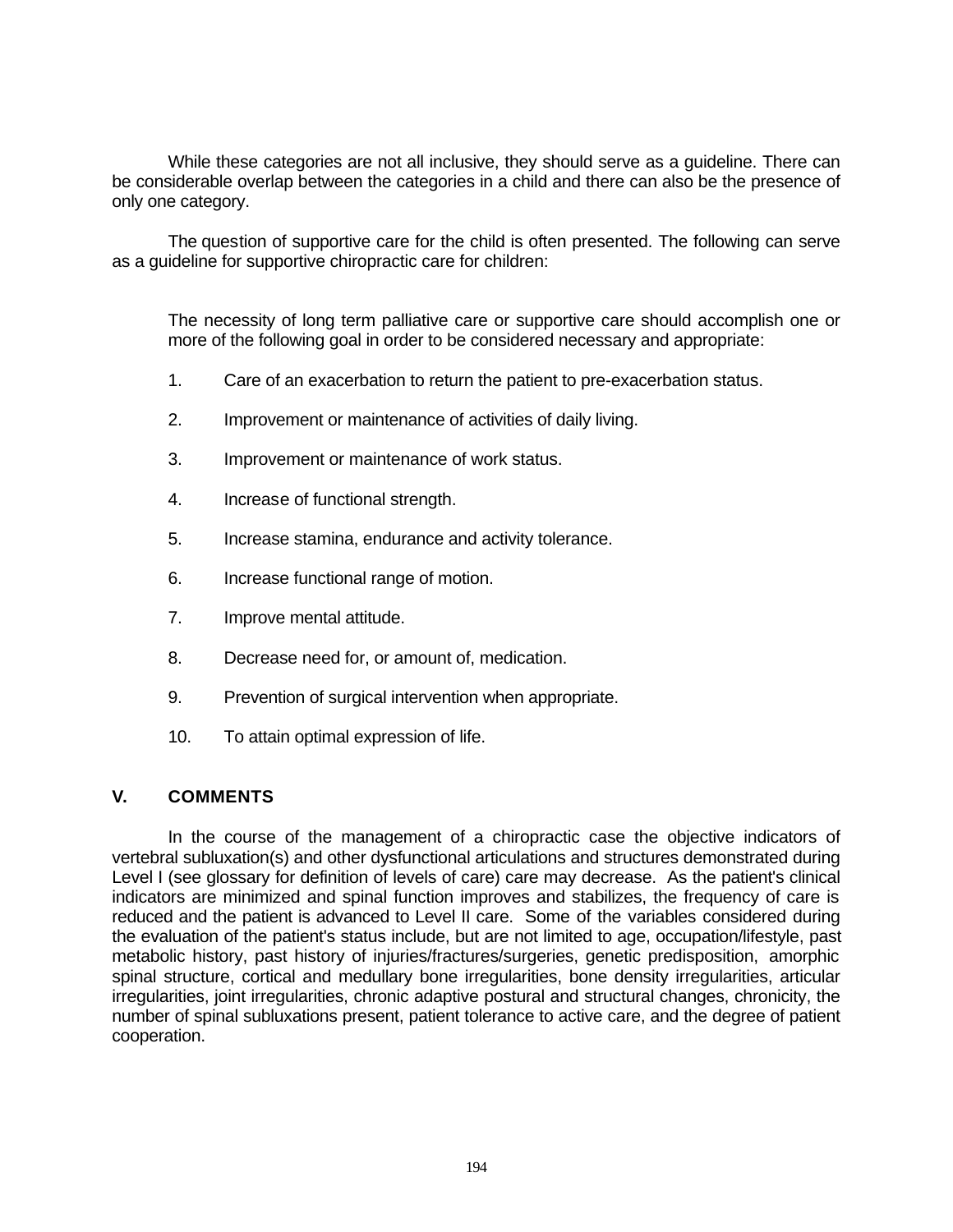While these categories are not all inclusive, they should serve as a guideline. There can be considerable overlap between the categories in a child and there can also be the presence of only one category.

The question of supportive care for the child is often presented. The following can serve as a guideline for supportive chiropractic care for children:

> The necessity of long term palliative care or supportive care should accomplish one or more of the following goal in order to be considered necessary and appropriate:
>
> 1. Care of an exacerbation to return the patient to pre-exacerbation status.
> 2. Improvement or maintenance of activities of daily living.
> 3. Improvement or maintenance of work status.
> 4. Increase of functional strength.
> 5. Increase stamina, endurance and activity tolerance.
> 6. Increase functional range of motion.
> 7. Improve mental attitude.
> 8. Decrease need for, or amount of, medication.
> 9. Prevention of surgical intervention when appropriate.
> 10. To attain optimal expression of life.

## V. COMMENTS

In the course of the management of a chiropractic case the objective indicators of vertebral subluxation(s) and other dysfunctional articulations and structures demonstrated during Level I (see glossary for definition of levels of care) care may decrease. As the patient's clinical indicators are minimized and spinal function improves and stabilizes, the frequency of care is reduced and the patient is advanced to Level II care. Some of the variables considered during the evaluation of the patient's status include, but are not limited to age, occupation/lifestyle, past metabolic history, past history of injuries/fractures/surgeries, genetic predisposition, amorphic spinal structure, cortical and medullary bone irregularities, bone density irregularities, articular irregularities, joint irregularities, chronic adaptive postural and structural changes, chronicity, the number of spinal subluxations present, patient tolerance to active care, and the degree of patient cooperation.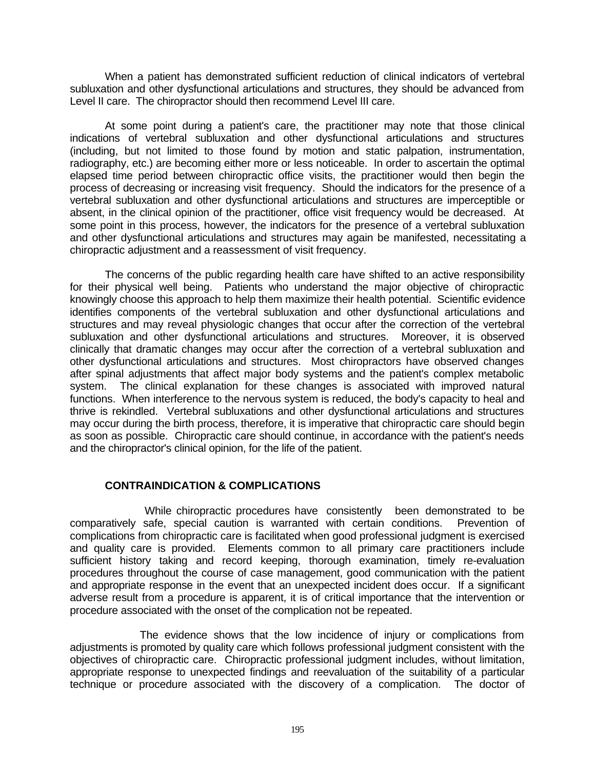When a patient has demonstrated sufficient reduction of clinical indicators of vertebral subluxation and other dysfunctional articulations and structures, they should be advanced from Level II care. The chiropractor should then recommend Level III care.

At some point during a patient's care, the practitioner may note that those clinical indications of vertebral subluxation and other dysfunctional articulations and structures (including, but not limited to those found by motion and static palpation, instrumentation, radiography, etc.) are becoming either more or less noticeable. In order to ascertain the optimal elapsed time period between chiropractic office visits, the practitioner would then begin the process of decreasing or increasing visit frequency. Should the indicators for the presence of a vertebral subluxation and other dysfunctional articulations and structures are imperceptible or absent, in the clinical opinion of the practitioner, office visit frequency would be decreased. At some point in this process, however, the indicators for the presence of a vertebral subluxation and other dysfunctional articulations and structures may again be manifested, necessitating a chiropractic adjustment and a reassessment of visit frequency.

The concerns of the public regarding health care have shifted to an active responsibility for their physical well being. Patients who understand the major objective of chiropractic knowingly choose this approach to help them maximize their health potential. Scientific evidence identifies components of the vertebral subluxation and other dysfunctional articulations and structures and may reveal physiologic changes that occur after the correction of the vertebral subluxation and other dysfunctional articulations and structures. Moreover, it is observed clinically that dramatic changes may occur after the correction of a vertebral subluxation and other dysfunctional articulations and structures. Most chiropractors have observed changes after spinal adjustments that affect major body systems and the patient's complex metabolic system. The clinical explanation for these changes is associated with improved natural functions. When interference to the nervous system is reduced, the body's capacity to heal and thrive is rekindled. Vertebral subluxations and other dysfunctional articulations and structures may occur during the birth process, therefore, it is imperative that chiropractic care should begin as soon as possible. Chiropractic care should continue, in accordance with the patient's needs and the chiropractor's clinical opinion, for the life of the patient.

## CONTRAINDICATION & COMPLICATIONS

While chiropractic procedures have consistently been demonstrated to be comparatively safe, special caution is warranted with certain conditions. Prevention of complications from chiropractic care is facilitated when good professional judgment is exercised and quality care is provided. Elements common to all primary care practitioners include sufficient history taking and record keeping, thorough examination, timely re-evaluation procedures throughout the course of case management, good communication with the patient and appropriate response in the event that an unexpected incident does occur. If a significant adverse result from a procedure is apparent, it is of critical importance that the intervention or procedure associated with the onset of the complication not be repeated.

The evidence shows that the low incidence of injury or complications from adjustments is promoted by quality care which follows professional judgment consistent with the objectives of chiropractic care. Chiropractic professional judgment includes, without limitation, appropriate response to unexpected findings and reevaluation of the suitability of a particular technique or procedure associated with the discovery of a complication. The doctor of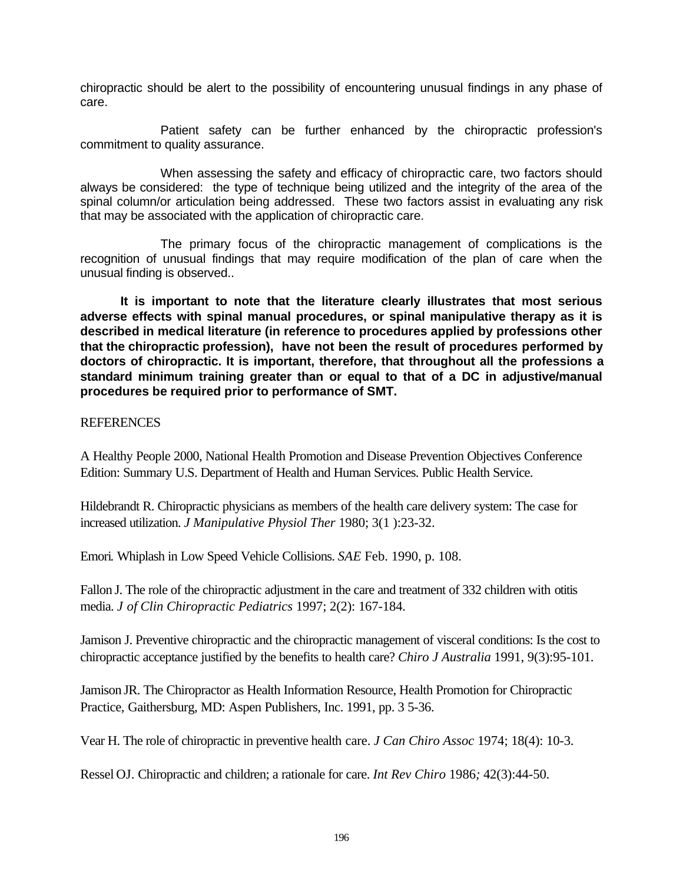chiropractic should be alert to the possibility of encountering unusual findings in any phase of care.

Patient safety can be further enhanced by the chiropractic profession's commitment to quality assurance.

When assessing the safety and efficacy of chiropractic care, two factors should always be considered: the type of technique being utilized and the integrity of the area of the spinal column/or articulation being addressed. These two factors assist in evaluating any risk that may be associated with the application of chiropractic care.

The primary focus of the chiropractic management of complications is the recognition of unusual findings that may require modification of the plan of care when the unusual finding is observed..

**It is important to note that the literature clearly illustrates that most serious adverse effects with spinal manual procedures, or spinal manipulative therapy as it is described in medical literature (in reference to procedures applied by professions other that the chiropractic profession), have not been the result of procedures performed by doctors of chiropractic. It is important, therefore, that throughout all the professions a standard minimum training greater than or equal to that of a DC in adjustive/manual procedures be required prior to performance of SMT.**

REFERENCES

A Healthy People 2000, National Health Promotion and Disease Prevention Objectives Conference Edition: Summary U.S. Department of Health and Human Services. Public Health Service.

Hildebrandt R. Chiropractic physicians as members of the health care delivery system: The case for increased utilization. *J Manipulative Physiol Ther* 1980; 3(1 ):23-32.

Emori. Whiplash in Low Speed Vehicle Collisions. *SAE* Feb. 1990, p. 108.

Fallon J. The role of the chiropractic adjustment in the care and treatment of 332 children with otitis media. *J of Clin Chiropractic Pediatrics* 1997; 2(2): 167-184.

Jamison J. Preventive chiropractic and the chiropractic management of visceral conditions: Is the cost to chiropractic acceptance justified by the benefits to health care? *Chiro J Australia* 1991, 9(3):95-101.

Jamison JR. The Chiropractor as Health Information Resource, Health Promotion for Chiropractic Practice, Gaithersburg, MD: Aspen Publishers, Inc. 1991, pp. 3 5-36.

Vear H. The role of chiropractic in preventive health care. *J Can Chiro Assoc* 1974; 18(4): 10-3.

Ressel OJ. Chiropractic and children; a rationale for care. *Int Rev Chiro* 1986; 42(3):44-50.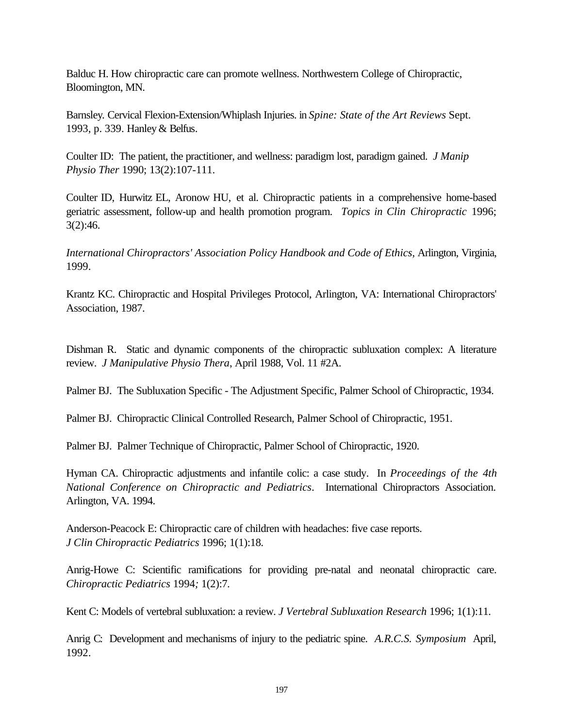Balduc H. How chiropractic care can promote wellness. Northwestern College of Chiropractic, Bloomington, MN.

Barnsley. Cervical Flexion-Extension/Whiplash Injuries. in *Spine: State of the Art Reviews* Sept. 1993, p. 339. Hanley & Belfus.

Coulter ID: The patient, the practitioner, and wellness: paradigm lost, paradigm gained. *J Manip Physio Ther* 1990; 13(2):107-111.

Coulter ID, Hurwitz EL, Aronow HU, et al. Chiropractic patients in a comprehensive home-based geriatric assessment, follow-up and health promotion program. *Topics in Clin Chiropractic* 1996; 3(2):46.

*International Chiropractors' Association Policy Handbook and Code of Ethics*, Arlington, Virginia, 1999.

Krantz KC. Chiropractic and Hospital Privileges Protocol, Arlington, VA: International Chiropractors' Association, 1987.

Dishman R. Static and dynamic components of the chiropractic subluxation complex: A literature review. *J Manipulative Physio Thera*, April 1988, Vol. 11 #2A.

Palmer BJ. The Subluxation Specific - The Adjustment Specific, Palmer School of Chiropractic, 1934.

Palmer BJ. Chiropractic Clinical Controlled Research, Palmer School of Chiropractic, 1951.

Palmer BJ. Palmer Technique of Chiropractic, Palmer School of Chiropractic, 1920.

Hyman CA. Chiropractic adjustments and infantile colic: a case study. In *Proceedings of the 4th National Conference on Chiropractic and Pediatrics*. International Chiropractors Association. Arlington, VA. 1994.

Anderson-Peacock E: Chiropractic care of children with headaches: five case reports. *J Clin Chiropractic Pediatrics* 1996; 1(1):18.

Anrig-Howe C: Scientific ramifications for providing pre-natal and neonatal chiropractic care. *Chiropractic Pediatrics* 1994; 1(2):7.

Kent C: Models of vertebral subluxation: a review. *J Vertebral Subluxation Research* 1996; 1(1):11.

Anrig C: Development and mechanisms of injury to the pediatric spine. *A.R.C.S. Symposium* April, 1992.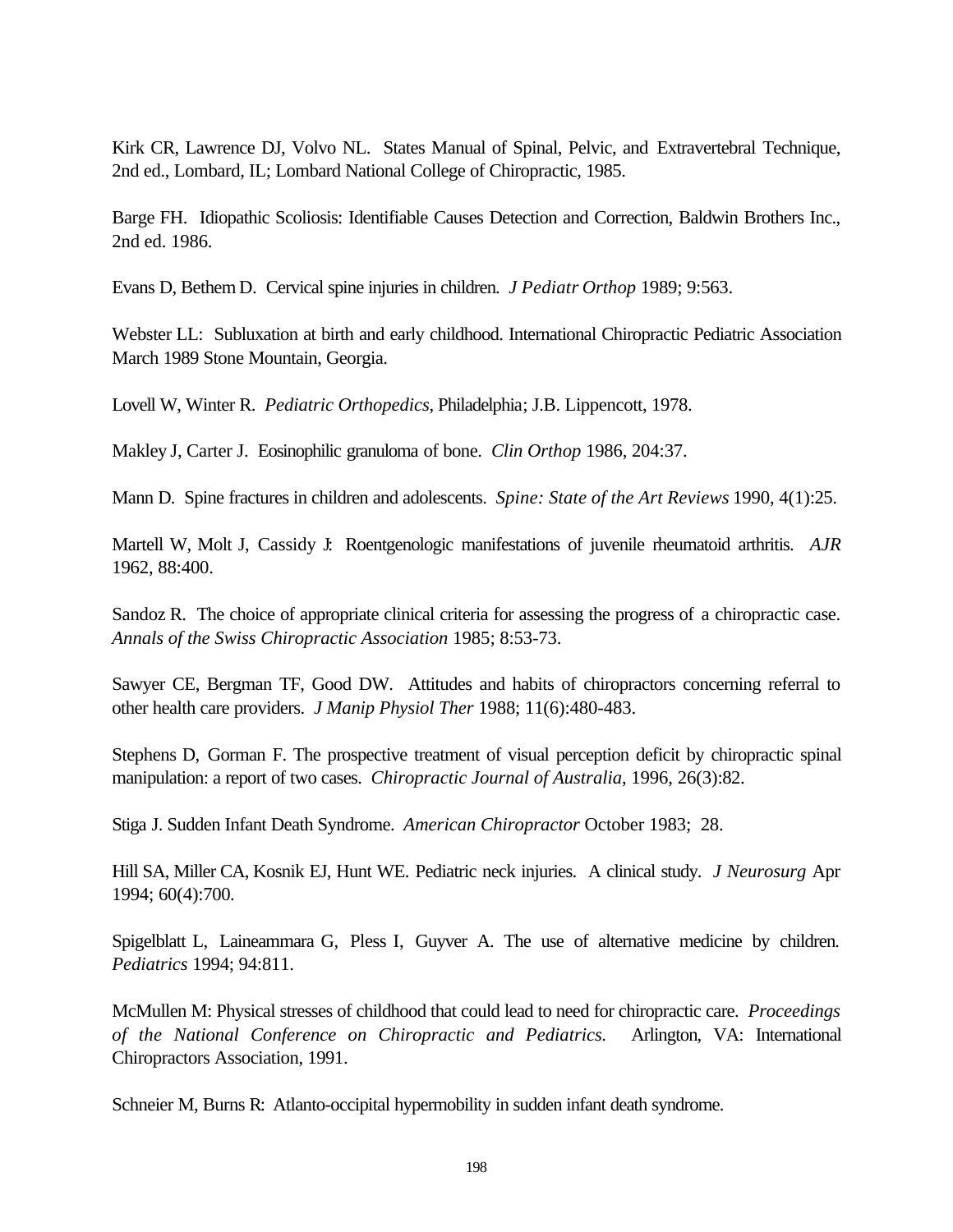Kirk CR, Lawrence DJ, Volvo NL. States Manual of Spinal, Pelvic, and Extravertebral Technique, 2nd ed., Lombard, IL; Lombard National College of Chiropractic, 1985.

Barge FH. Idiopathic Scoliosis: Identifiable Causes Detection and Correction, Baldwin Brothers Inc., 2nd ed. 1986.

Evans D, Bethem D. Cervical spine injuries in children. *J Pediatr Orthop* 1989; 9:563.

Webster LL: Subluxation at birth and early childhood. International Chiropractic Pediatric Association March 1989 Stone Mountain, Georgia.

Lovell W, Winter R. *Pediatric Orthopedics*, Philadelphia; J.B. Lippencott, 1978.

Makley J, Carter J. Eosinophilic granuloma of bone. *Clin Orthop* 1986, 204:37.

Mann D. Spine fractures in children and adolescents. *Spine: State of the Art Reviews* 1990, 4(1):25.

Martell W, Molt J, Cassidy J: Roentgenologic manifestations of juvenile rheumatoid arthritis. *AJR* 1962, 88:400.

Sandoz R. The choice of appropriate clinical criteria for assessing the progress of a chiropractic case. *Annals of the Swiss Chiropractic Association* 1985; 8:53-73.

Sawyer CE, Bergman TF, Good DW. Attitudes and habits of chiropractors concerning referral to other health care providers. *J Manip Physiol Ther* 1988; 11(6):480-483.

Stephens D, Gorman F. The prospective treatment of visual perception deficit by chiropractic spinal manipulation: a report of two cases. *Chiropractic Journal of Australia*, 1996, 26(3):82.

Stiga J. Sudden Infant Death Syndrome. *American Chiropractor* October 1983; 28.

Hill SA, Miller CA, Kosnik EJ, Hunt WE. Pediatric neck injuries. A clinical study. *J Neurosurg* Apr 1994; 60(4):700.

Spigelblatt L, Laineammara G, Pless I, Guyver A. The use of alternative medicine by children. *Pediatrics* 1994; 94:811.

McMullen M: Physical stresses of childhood that could lead to need for chiropractic care. *Proceedings of the National Conference on Chiropractic and Pediatrics.* Arlington, VA: International Chiropractors Association, 1991.

Schneier M, Burns R: Atlanto-occipital hypermobility in sudden infant death syndrome.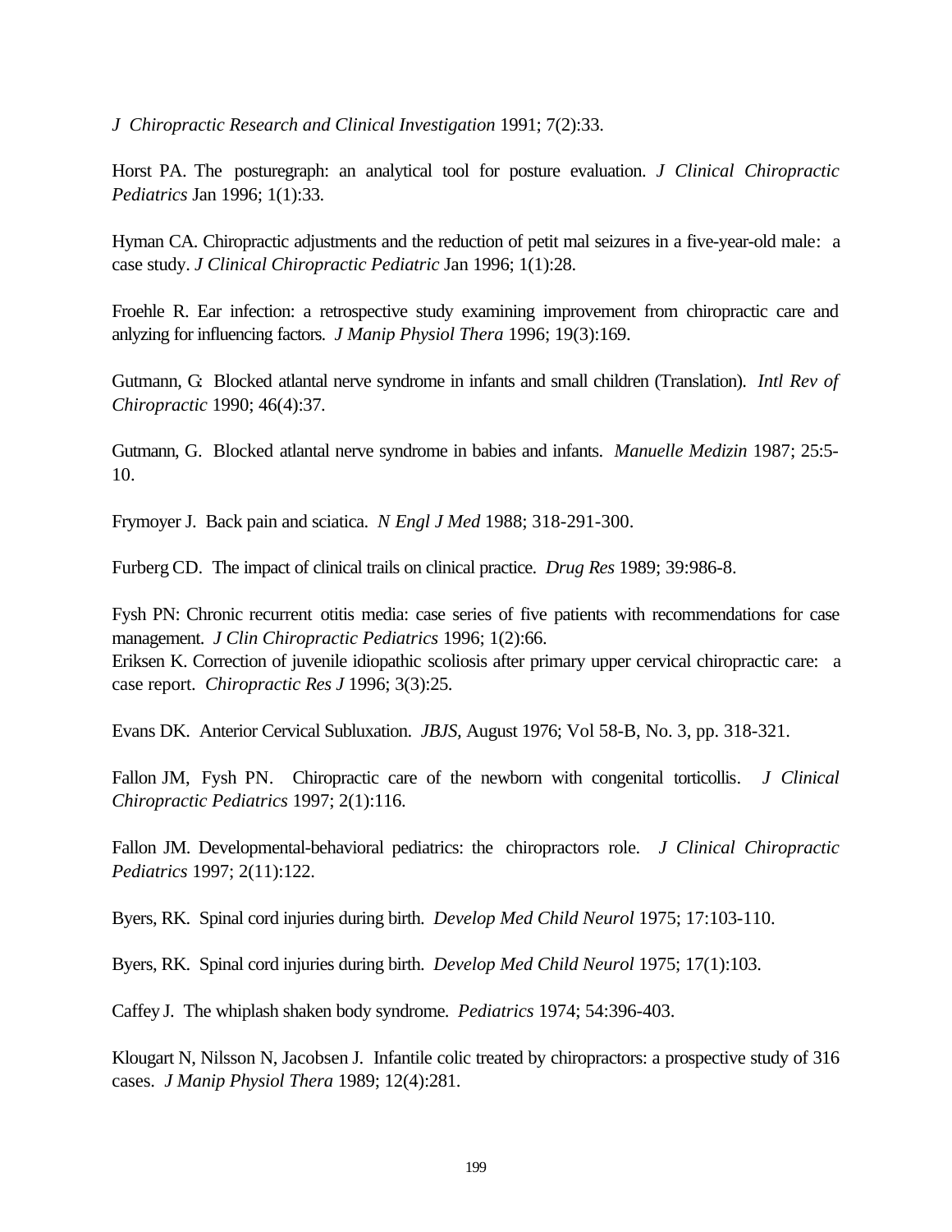*J Chiropractic Research and Clinical Investigation* 1991; 7(2):33.

Horst PA. The posturegraph: an analytical tool for posture evaluation. *J Clinical Chiropractic Pediatrics* Jan 1996; 1(1):33.

Hyman CA. Chiropractic adjustments and the reduction of petit mal seizures in a five-year-old male: a case study. *J Clinical Chiropractic Pediatric* Jan 1996; 1(1):28.

Froehle R. Ear infection: a retrospective study examining improvement from chiropractic care and anlyzing for influencing factors. *J Manip Physiol Thera* 1996; 19(3):169.

Gutmann, G: Blocked atlantal nerve syndrome in infants and small children (Translation). *Intl Rev of Chiropractic* 1990; 46(4):37.

Gutmann, G. Blocked atlantal nerve syndrome in babies and infants. *Manuelle Medizin* 1987; 25:5-10.

Frymoyer J. Back pain and sciatica. *N Engl J Med* 1988; 318-291-300.

Furberg CD. The impact of clinical trails on clinical practice. *Drug Res* 1989; 39:986-8.

Fysh PN: Chronic recurrent otitis media: case series of five patients with recommendations for case management. *J Clin Chiropractic Pediatrics* 1996; 1(2):66.

Eriksen K. Correction of juvenile idiopathic scoliosis after primary upper cervical chiropractic care: a case report. *Chiropractic Res J* 1996; 3(3):25.

Evans DK. Anterior Cervical Subluxation. *JBJS*, August 1976; Vol 58-B, No. 3, pp. 318-321.

Fallon JM, Fysh PN. Chiropractic care of the newborn with congenital torticollis. *J Clinical Chiropractic Pediatrics* 1997; 2(1):116.

Fallon JM. Developmental-behavioral pediatrics: the chiropractors role. *J Clinical Chiropractic Pediatrics* 1997; 2(11):122.

Byers, RK. Spinal cord injuries during birth. *Develop Med Child Neurol* 1975; 17:103-110.

Byers, RK. Spinal cord injuries during birth. *Develop Med Child Neurol* 1975; 17(1):103.

Caffey J. The whiplash shaken body syndrome. *Pediatrics* 1974; 54:396-403.

Klougart N, Nilsson N, Jacobsen J. Infantile colic treated by chiropractors: a prospective study of 316 cases. *J Manip Physiol Thera* 1989; 12(4):281.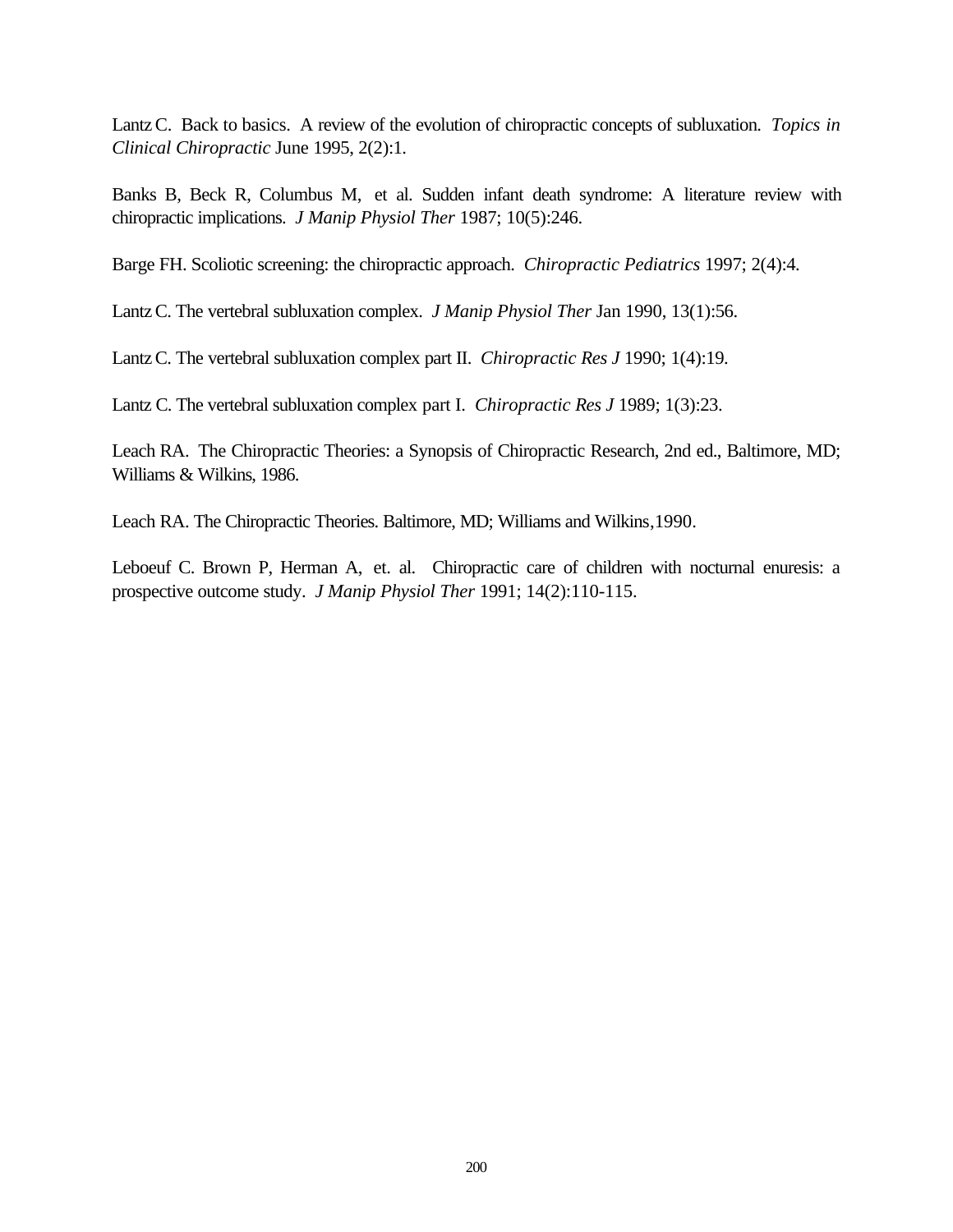Lantz C.  Back to basics.  A review of the evolution of chiropractic concepts of subluxation.  *Topics in Clinical Chiropractic* June 1995, 2(2):1.

Banks B, Beck R, Columbus M,  et al. Sudden infant death syndrome: A literature review with chiropractic implications.  *J Manip Physiol Ther* 1987; 10(5):246.

Barge FH. Scoliotic screening: the chiropractic approach.  *Chiropractic Pediatrics* 1997; 2(4):4.

Lantz C. The vertebral subluxation complex.  *J Manip Physiol Ther* Jan 1990, 13(1):56.

Lantz C. The vertebral subluxation complex part II.  *Chiropractic Res J* 1990; 1(4):19.

Lantz C. The vertebral subluxation complex part I.  *Chiropractic Res J* 1989; 1(3):23.

Leach RA.  The Chiropractic Theories: a Synopsis of Chiropractic Research, 2nd ed., Baltimore, MD; Williams & Wilkins, 1986.

Leach RA. The Chiropractic Theories. Baltimore, MD; Williams and Wilkins,1990.

Leboeuf C. Brown P, Herman A, et. al.  Chiropractic care of children with nocturnal enuresis: a prospective outcome study.  *J Manip Physiol Ther* 1991; 14(2):110-115.